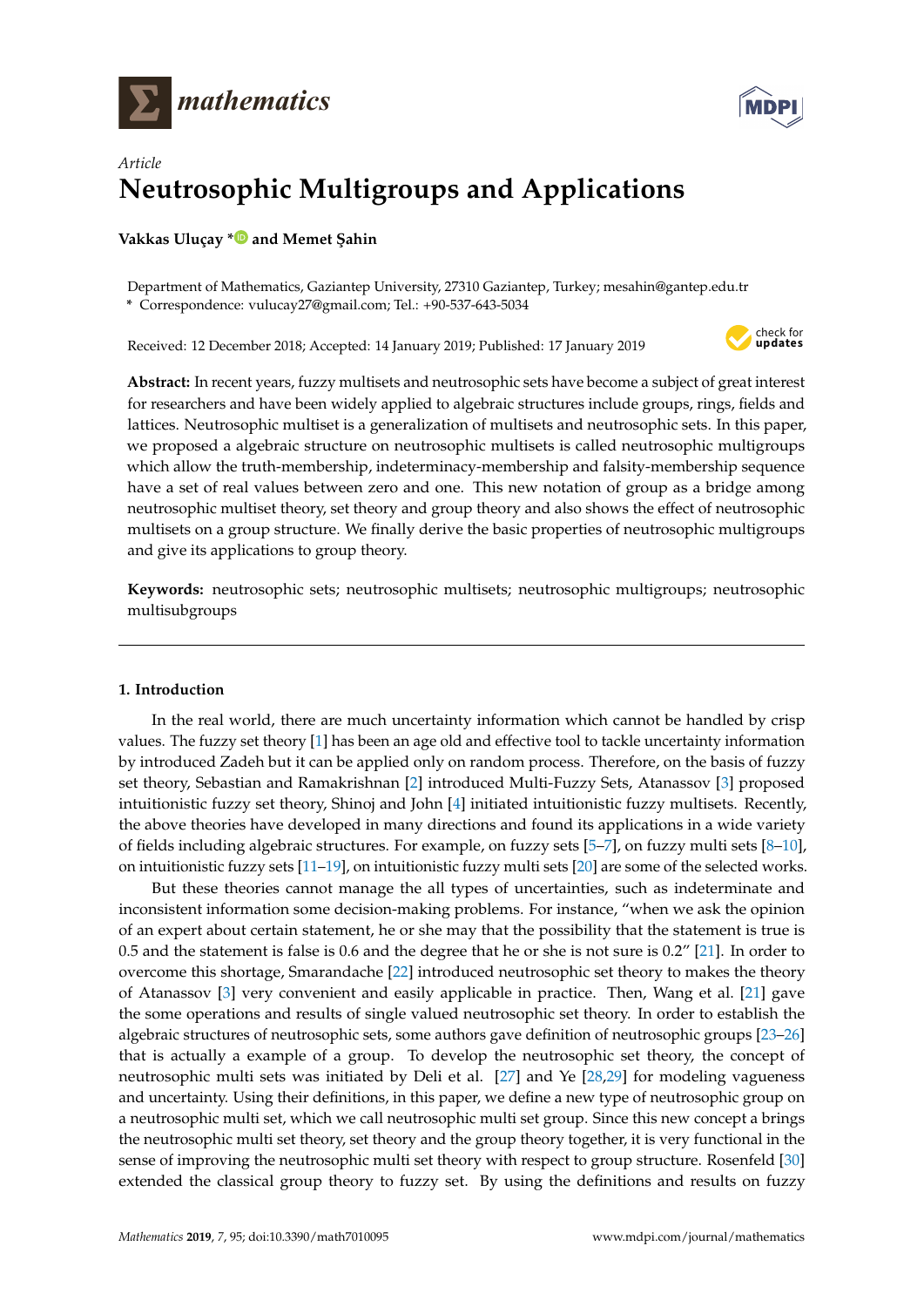*Article*

# Neutrosophic Multigroups and Applications

**Vakkas Uluçay \* and Memet Şahin**

Department of Mathematics, Gaziantep University, 27310 Gaziantep, Turkey; mesahin@gantep.edu.tr
\* Correspondence: vulucay27@gmail.com; Tel.: +90-537-643-5034

Received: 12 December 2018; Accepted: 14 January 2019; Published: 17 January 2019

**Abstract:** In recent years, fuzzy multisets and neutrosophic sets have become a subject of great interest for researchers and have been widely applied to algebraic structures include groups, rings, fields and lattices. Neutrosophic multiset is a generalization of multisets and neutrosophic sets. In this paper, we proposed a algebraic structure on neutrosophic multisets is called neutrosophic multigroups which allow the truth-membership, indeterminacy-membership and falsity-membership sequence have a set of real values between zero and one. This new notation of group as a bridge among neutrosophic multiset theory, set theory and group theory and also shows the effect of neutrosophic multisets on a group structure. We finally derive the basic properties of neutrosophic multigroups and give its applications to group theory.

**Keywords:** neutrosophic sets; neutrosophic multisets; neutrosophic multigroups; neutrosophic multisubgroups

## 1. Introduction

In the real world, there are much uncertainty information which cannot be handled by crisp values. The fuzzy set theory [1] has been an age old and effective tool to tackle uncertainty information by introduced Zadeh but it can be applied only on random process. Therefore, on the basis of fuzzy set theory, Sebastian and Ramakrishnan [2] introduced Multi-Fuzzy Sets, Atanassov [3] proposed intuitionistic fuzzy set theory, Shinoj and John [4] initiated intuitionistic fuzzy multisets. Recently, the above theories have developed in many directions and found its applications in a wide variety of fields including algebraic structures. For example, on fuzzy sets [5–7], on fuzzy multi sets [8–10], on intuitionistic fuzzy sets [11–19], on intuitionistic fuzzy multi sets [20] are some of the selected works.

But these theories cannot manage the all types of uncertainties, such as indeterminate and inconsistent information some decision-making problems. For instance, "when we ask the opinion of an expert about certain statement, he or she may that the possibility that the statement is true is 0.5 and the statement is false is 0.6 and the degree that he or she is not sure is 0.2" [21]. In order to overcome this shortage, Smarandache [22] introduced neutrosophic set theory to makes the theory of Atanassov [3] very convenient and easily applicable in practice. Then, Wang et al. [21] gave the some operations and results of single valued neutrosophic set theory. In order to establish the algebraic structures of neutrosophic sets, some authors gave definition of neutrosophic groups [23–26] that is actually a example of a group. To develop the neutrosophic set theory, the concept of neutrosophic multi sets was initiated by Deli et al. [27] and Ye [28,29] for modeling vagueness and uncertainty. Using their definitions, in this paper, we define a new type of neutrosophic group on a neutrosophic multi set, which we call neutrosophic multi set group. Since this new concept a brings the neutrosophic multi set theory, set theory and the group theory together, it is very functional in the sense of improving the neutrosophic multi set theory with respect to group structure. Rosenfeld [30] extended the classical group theory to fuzzy set. By using the definitions and results on fuzzy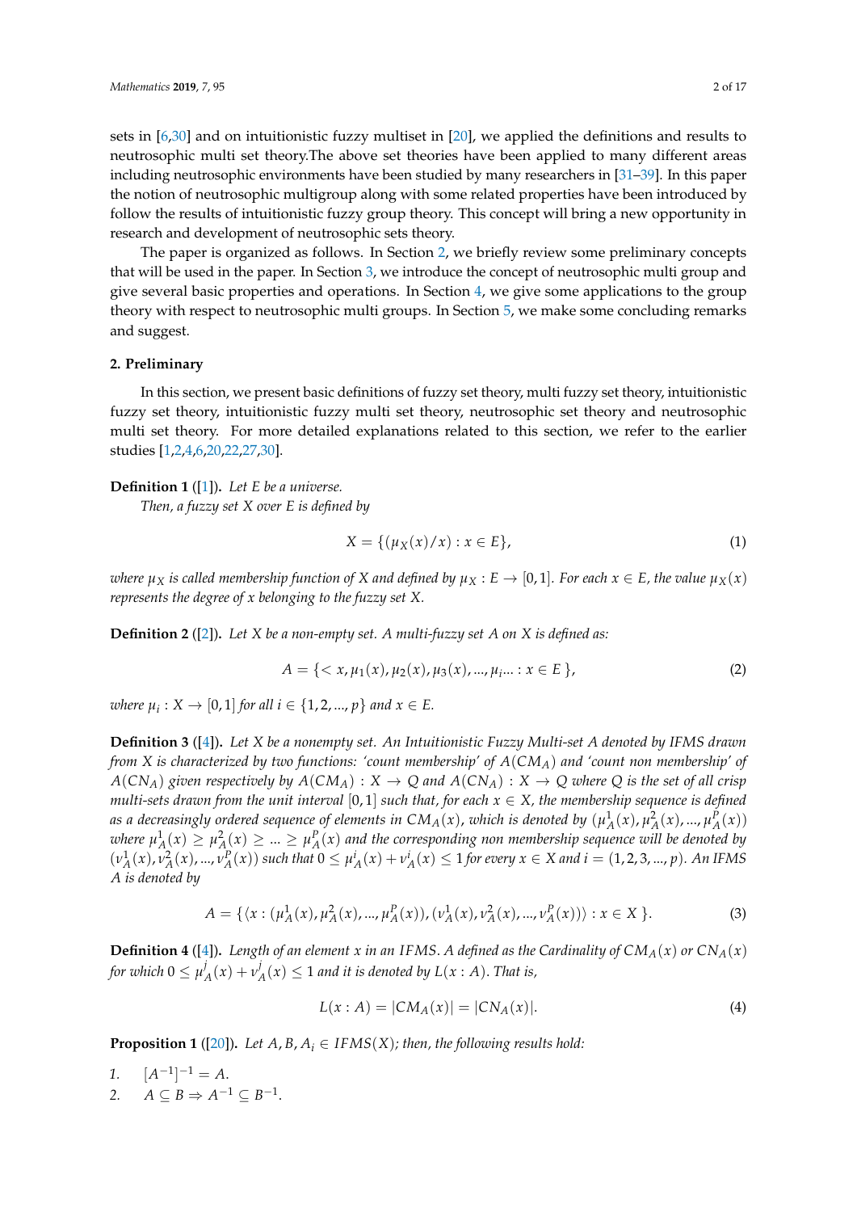sets in [6,30] and on intuitionistic fuzzy multiset in [20], we applied the definitions and results to neutrosophic multi set theory.The above set theories have been applied to many different areas including neutrosophic environments have been studied by many researchers in [31–39]. In this paper the notion of neutrosophic multigroup along with some related properties have been introduced by follow the results of intuitionistic fuzzy group theory. This concept will bring a new opportunity in research and development of neutrosophic sets theory.

The paper is organized as follows. In Section 2, we briefly review some preliminary concepts that will be used in the paper. In Section 3, we introduce the concept of neutrosophic multi group and give several basic properties and operations. In Section 4, we give some applications to the group theory with respect to neutrosophic multi groups. In Section 5, we make some concluding remarks and suggest.

## 2. Preliminary

In this section, we present basic definitions of fuzzy set theory, multi fuzzy set theory, intuitionistic fuzzy set theory, intuitionistic fuzzy multi set theory, neutrosophic set theory and neutrosophic multi set theory. For more detailed explanations related to this section, we refer to the earlier studies [1,2,4,6,20,22,27,30].

**Definition 1** ([1]). *Let E be a universe.*

*Then, a fuzzy set X over E is defined by*

$$X = \{(\mu_X(x)/x) : x \in E\}, \tag{1}$$

*where $\mu_X$ is called membership function of X and defined by $\mu_X : E \to [0,1]$. For each $x \in E$, the value $\mu_X(x)$ represents the degree of x belonging to the fuzzy set X.*

**Definition 2** ([2]). *Let X be a non-empty set. A multi-fuzzy set A on X is defined as:*

$$A = \{< x, \mu_1(x), \mu_2(x), \mu_3(x), ..., \mu_i ... : x \in E \}, \tag{2}$$

*where $\mu_i : X \to [0,1]$ for all $i \in \{1, 2, ..., p\}$ and $x \in E$.*

**Definition 3** ([4]). *Let X be a nonempty set. An Intuitionistic Fuzzy Multi-set A denoted by IFMS drawn from X is characterized by two functions: 'count membership' of $A(CM_A)$ and 'count non membership' of $A(CN_A)$ given respectively by $A(CM_A) : X \to Q$ and $A(CN_A) : X \to Q$ where Q is the set of all crisp multi-sets drawn from the unit interval $[0,1]$ such that, for each $x \in X$, the membership sequence is defined as a decreasingly ordered sequence of elements in $CM_A(x)$, which is denoted by $(\mu_A^1(x), \mu_A^2(x), ..., \mu_A^P(x))$ where $\mu_A^1(x) \geq \mu_A^2(x) \geq ... \geq \mu_A^P(x)$ and the corresponding non membership sequence will be denoted by $(\nu_A^1(x), \nu_A^2(x), ..., \nu_A^P(x))$ such that $0 \leq \mu_A^i(x) + \nu_A^i(x) \leq 1$ for every $x \in X$ and $i = (1, 2, 3, ..., p)$. An IFMS A is denoted by*

$$A = \{\langle x : (\mu_A^1(x), \mu_A^2(x), ..., \mu_A^P(x)), (\nu_A^1(x), \nu_A^2(x), ..., \nu_A^P(x))\rangle : x \in X \}. \tag{3}$$

**Definition 4** ([4]). *Length of an element x in an IFMS. A defined as the Cardinality of $CM_A(x)$ or $CN_A(x)$ for which $0 \leq \mu_A^j(x) + \nu_A^j(x) \leq 1$ and it is denoted by $L(x : A)$. That is,*

$$L(x : A) = |CM_A(x)| = |CN_A(x)|. \tag{4}$$

**Proposition 1** ([20]). *Let $A, B, A_i \in IFMS(X)$; then, the following results hold:*

1. $[A^{-1}]^{-1} = A$.
2. $A \subseteq B \Rightarrow A^{-1} \subseteq B^{-1}$.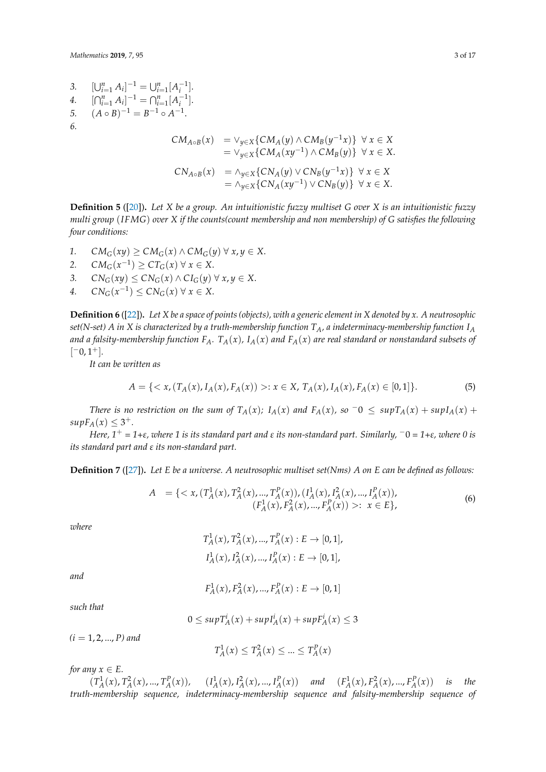3. $[\bigcup_{i=1}^{n} A_i]^{-1} = \bigcup_{i=1}^{n} [A_i^{-1}]$.
4. $[\bigcap_{i=1}^{n} A_i]^{-1} = \bigcap_{i=1}^{n} [A_i^{-1}]$.
5. $(A \circ B)^{-1} = B^{-1} \circ A^{-1}$.
6.

$$
\begin{aligned}
CM_{A\circ B}(x) &= \vee_{y\in X}\{CM_A(y) \wedge CM_B(y^{-1}x)\} \;\; \forall\, x \in X \\
&= \vee_{y\in X}\{CM_A(xy^{-1}) \wedge CM_B(y)\} \;\; \forall\, x \in X.
\end{aligned}
$$

$$
\begin{aligned}
CN_{A\circ B}(x) &= \wedge_{y\in X}\{CN_A(y) \vee CN_B(y^{-1}x)\} \;\; \forall\, x \in X \\
&= \wedge_{y\in X}\{CN_A(xy^{-1}) \vee CN_B(y)\} \;\; \forall\, x \in X.
\end{aligned}
$$

**Definition 5** ([20]). *Let X be a group. An intuitionistic fuzzy multiset G over X is an intuitionistic fuzzy multi group (IFMG) over X if the counts(count membership and non membership) of G satisfies the following four conditions:*

1. $CM_G(xy) \geq CM_G(x) \wedge CM_G(y) \;\forall\, x, y \in X$.
2. $CM_G(x^{-1}) \geq CT_G(x) \;\forall\, x \in X$.
3. $CN_G(xy) \leq CN_G(x) \wedge CI_G(y) \;\forall\, x, y \in X$.
4. $CN_G(x^{-1}) \leq CN_G(x) \;\forall\, x \in X$.

**Definition 6** ([22]). *Let X be a space of points (objects), with a generic element in X denoted by x. A neutrosophic set(N-set) A in X is characterized by a truth-membership function $T_A$, a indeterminacy-membership function $I_A$ and a falsity-membership function $F_A$. $T_A(x)$, $I_A(x)$ and $F_A(x)$ are real standard or nonstandard subsets of $[^{-}0, 1^{+}]$.*

*It can be written as*

$$
A = \{< x, (T_A(x), I_A(x), F_A(x)) >: x \in X,\, T_A(x), I_A(x), F_A(x) \in [0, 1]\}. \tag{5}
$$

*There is no restriction on the sum of $T_A(x)$; $I_A(x)$ and $F_A(x)$, so $^{-}0 \leq supT_A(x) + supI_A(x) + supF_A(x) \leq 3^{+}$.*

*Here, $1^{+}$ = 1+ε, where 1 is its standard part and ε its non-standard part. Similarly, $^{-}0$ = 1+ε, where 0 is its standard part and ε its non-standard part.*

**Definition 7** ([27]). *Let E be a universe. A neutrosophic multiset set(Nms) A on E can be defined as follows:*

$$
\begin{aligned}
A \;&= \{< x, (T_A^1(x), T_A^2(x), ..., T_A^P(x)), (I_A^1(x), I_A^2(x), ..., I_A^P(x)), \\
&\qquad (F_A^1(x), F_A^2(x), ..., F_A^P(x)) >: \; x \in E\},
\end{aligned} \tag{6}
$$

*where*

$$
T_A^1(x), T_A^2(x), ..., T_A^P(x) : E \to [0, 1],
$$

$$
I_A^1(x), I_A^2(x), ..., I_A^P(x) : E \to [0, 1],
$$

*and*

$$
F_A^1(x), F_A^2(x), ..., F_A^P(x) : E \to [0, 1]
$$

*such that*

$$
0 \leq supT_A^i(x) + supI_A^i(x) + supF_A^i(x) \leq 3
$$

*$(i = 1, 2, ..., P)$ and*

$$
T_A^1(x) \leq T_A^2(x) \leq ... \leq T_A^P(x)
$$

*for any $x \in E$.*

*$(T_A^1(x), T_A^2(x), ..., T_A^P(x))$, $(I_A^1(x), I_A^2(x), ..., I_A^P(x))$ and $(F_A^1(x), F_A^2(x), ..., F_A^P(x))$ is the truth-membership sequence, indeterminacy-membership sequence and falsity-membership sequence of*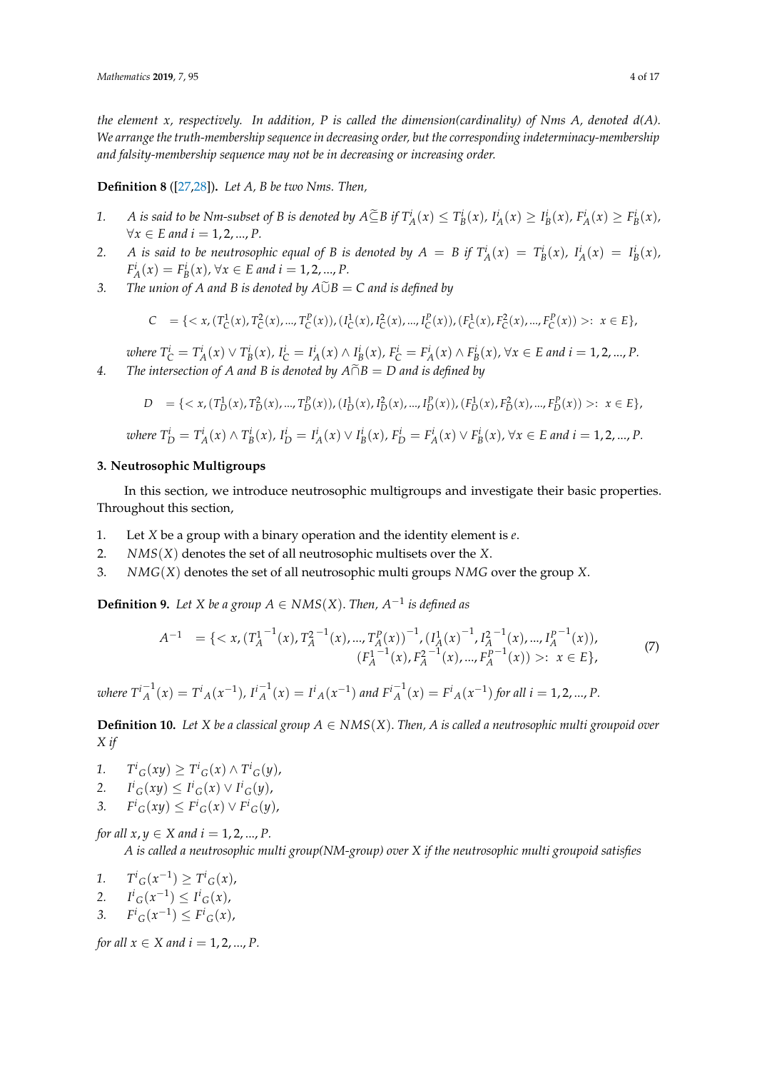*the element x, respectively. In addition, P is called the dimension(cardinality) of Nms A, denoted d(A). We arrange the truth-membership sequence in decreasing order, but the corresponding indeterminacy-membership and falsity-membership sequence may not be in decreasing or increasing order.*

**Definition 8** ([27,28])**.** *Let A, B be two Nms. Then,*

1. *A is said to be Nm-subset of B is denoted by $A \tilde{\subseteq} B$ if $T_A^i(x) \leq T_B^i(x)$, $I_A^i(x) \geq I_B^i(x)$, $F_A^i(x) \geq F_B^i(x)$, $\forall x \in E$ and $i = 1, 2, ..., P$.*
2. *A is said to be neutrosophic equal of B is denoted by $A = B$ if $T_A^i(x) = T_B^i(x)$, $I_A^i(x) = I_B^i(x)$, $F_A^i(x) = F_B^i(x)$, $\forall x \in E$ and $i = 1, 2, ..., P$.*
3. *The union of A and B is denoted by $A \tilde{\cup} B = C$ and is defined by*

$$C \ = \{< x, (T_C^1(x), T_C^2(x), ..., T_C^P(x)), (I_C^1(x), I_C^2(x), ..., I_C^P(x)), (F_C^1(x), F_C^2(x), ..., F_C^P(x)) >: \ x \in E\},$$

   *where $T_C^i = T_A^i(x) \vee T_B^i(x)$, $I_C^i = I_A^i(x) \wedge I_B^i(x)$, $F_C^i = F_A^i(x) \wedge F_B^i(x)$, $\forall x \in E$ and $i = 1, 2, ..., P$.*
4. *The intersection of A and B is denoted by $A \tilde{\cap} B = D$ and is defined by*

$$D \ = \{< x, (T_D^1(x), T_D^2(x), ..., T_D^P(x)), (I_D^1(x), I_D^2(x), ..., I_D^P(x)), (F_D^1(x), F_D^2(x), ..., F_D^P(x)) >: \ x \in E\},$$

   *where $T_D^i = T_A^i(x) \wedge T_B^i(x)$, $I_D^i = I_A^i(x) \vee I_B^i(x)$, $F_D^i = F_A^i(x) \vee F_B^i(x)$, $\forall x \in E$ and $i = 1, 2, ..., P$.*

## 3. Neutrosophic Multigroups

In this section, we introduce neutrosophic multigroups and investigate their basic properties. Throughout this section,

1. Let $X$ be a group with a binary operation and the identity element is $e$.
2. $NMS(X)$ denotes the set of all neutrosophic multisets over the $X$.
3. $NMG(X)$ denotes the set of all neutrosophic multi groups $NMG$ over the group $X$.

**Definition 9.** *Let X be a group $A \in NMS(X)$. Then, $A^{-1}$ is defined as*

$$A^{-1} \ = \{< x, ({T_A^1}^{-1}(x), {T_A^2}^{-1}(x), ..., T_A^P(x))^{-1}, (I_A^1(x)^{-1}, {I_A^2}^{-1}(x), ..., {I_A^p}^{-1}(x)), \\ ({F_A^1}^{-1}(x), {F_A^2}^{-1}(x), ..., {F_A^p}^{-1}(x)) >: \ x \in E\}, \tag{7}$$

*where ${T^i}_A^{-1}(x) = {T^i}_A(x^{-1})$, ${I^i}_A^{-1}(x) = {I^i}_A(x^{-1})$ and ${F^i}_A^{-1}(x) = {F^i}_A(x^{-1})$ for all $i = 1, 2, ..., P$.*

**Definition 10.** *Let X be a classical group $A \in NMS(X)$. Then, A is called a neutrosophic multi groupoid over X if*

1. ${T^i}_G(xy) \geq {T^i}_G(x) \wedge {T^i}_G(y)$,
2. ${I^i}_G(xy) \leq {I^i}_G(x) \vee {I^i}_G(y)$,
3. ${F^i}_G(xy) \leq {F^i}_G(x) \vee {F^i}_G(y)$,

*for all $x, y \in X$ and $i = 1, 2, ..., P$.*

*A is called a neutrosophic multi group(NM-group) over X if the neutrosophic multi groupoid satisfies*

1. ${T^i}_G(x^{-1}) \geq {T^i}_G(x)$,
2. ${I^i}_G(x^{-1}) \leq {I^i}_G(x)$,
3. ${F^i}_G(x^{-1}) \leq {F^i}_G(x)$,

*for all $x \in X$ and $i = 1, 2, ..., P$.*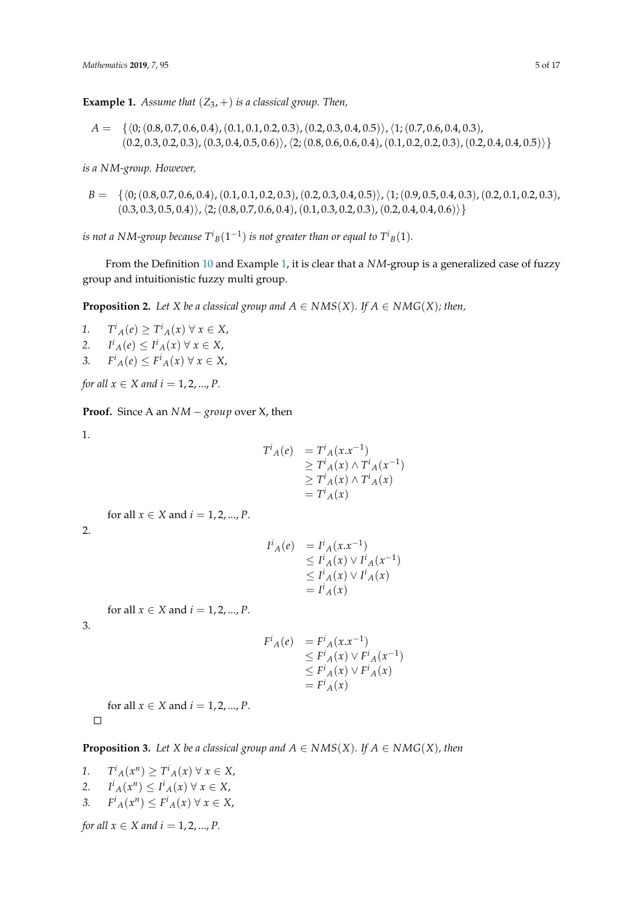**Example 1.** *Assume that $(Z_3, +)$ is a classical group. Then,*

$$A = \{\langle 0; (0.8, 0.7, 0.6, 0.4), (0.1, 0.1, 0.2, 0.3), (0.2, 0.3, 0.4, 0.5)\rangle, \langle 1; (0.7, 0.6, 0.4, 0.3), (0.2, 0.3, 0.2, 0.3), (0.3, 0.4, 0.5, 0.6)\rangle, \langle 2; (0.8, 0.6, 0.6, 0.4), (0.1, 0.2, 0.2, 0.3), (0.2, 0.4, 0.4, 0.5)\rangle\}$$

*is a NM-group. However,*

$$B = \{\langle 0; (0.8, 0.7, 0.6, 0.4), (0.1, 0.1, 0.2, 0.3), (0.2, 0.3, 0.4, 0.5)\rangle, \langle 1; (0.9, 0.5, 0.4, 0.3), (0.2, 0.1, 0.2, 0.3), (0.3, 0.3, 0.5, 0.4)\rangle, \langle 2; (0.8, 0.7, 0.6, 0.4), (0.1, 0.3, 0.2, 0.3), (0.2, 0.4, 0.4, 0.6)\rangle\}$$

*is not a NM-group because ${T^i}_B(1^{-1})$ is not greater than or equal to ${T^i}_B(1)$.*

From the Definition 10 and Example 1, it is clear that a $NM$-group is a generalized case of fuzzy group and intuitionistic fuzzy multi group.

**Proposition 2.** *Let $X$ be a classical group and $A \in NMS(X)$. If $A \in NMG(X)$; then,*

1. ${T^i}_A(e) \geq {T^i}_A(x)\ \forall\ x \in X$,
2. ${I^i}_A(e) \leq {I^i}_A(x)\ \forall\ x \in X$,
3. ${F^i}_A(e) \leq {F^i}_A(x)\ \forall\ x \in X$,

*for all $x \in X$ and $i = 1, 2, ..., P$.*

**Proof.** Since A an $NM - group$ over X, then

1.
$$\begin{aligned} {T^i}_A(e) &= {T^i}_A(x.x^{-1}) \\ &\geq {T^i}_A(x) \wedge {T^i}_A(x^{-1}) \\ &\geq {T^i}_A(x) \wedge {T^i}_A(x) \\ &= {T^i}_A(x) \end{aligned}$$
for all $x \in X$ and $i = 1, 2, ..., P$.

2.
$$\begin{aligned} {I^i}_A(e) &= {I^i}_A(x.x^{-1}) \\ &\leq {I^i}_A(x) \vee {I^i}_A(x^{-1}) \\ &\leq {I^i}_A(x) \vee {I^i}_A(x) \\ &= {I^i}_A(x) \end{aligned}$$
for all $x \in X$ and $i = 1, 2, ..., P$.

3.
$$\begin{aligned} {F^i}_A(e) &= {F^i}_A(x.x^{-1}) \\ &\leq {F^i}_A(x) \vee {F^i}_A(x^{-1}) \\ &\leq {F^i}_A(x) \vee {F^i}_A(x) \\ &= {F^i}_A(x) \end{aligned}$$
for all $x \in X$ and $i = 1, 2, ..., P$.

□

**Proposition 3.** *Let $X$ be a classical group and $A \in NMS(X)$. If $A \in NMG(X)$, then*

1. ${T^i}_A(x^n) \geq {T^i}_A(x)\ \forall\ x \in X$,
2. ${I^i}_A(x^n) \leq {I^i}_A(x)\ \forall\ x \in X$,
3. ${F^i}_A(x^n) \leq {F^i}_A(x)\ \forall\ x \in X$,

*for all $x \in X$ and $i = 1, 2, ..., P$.*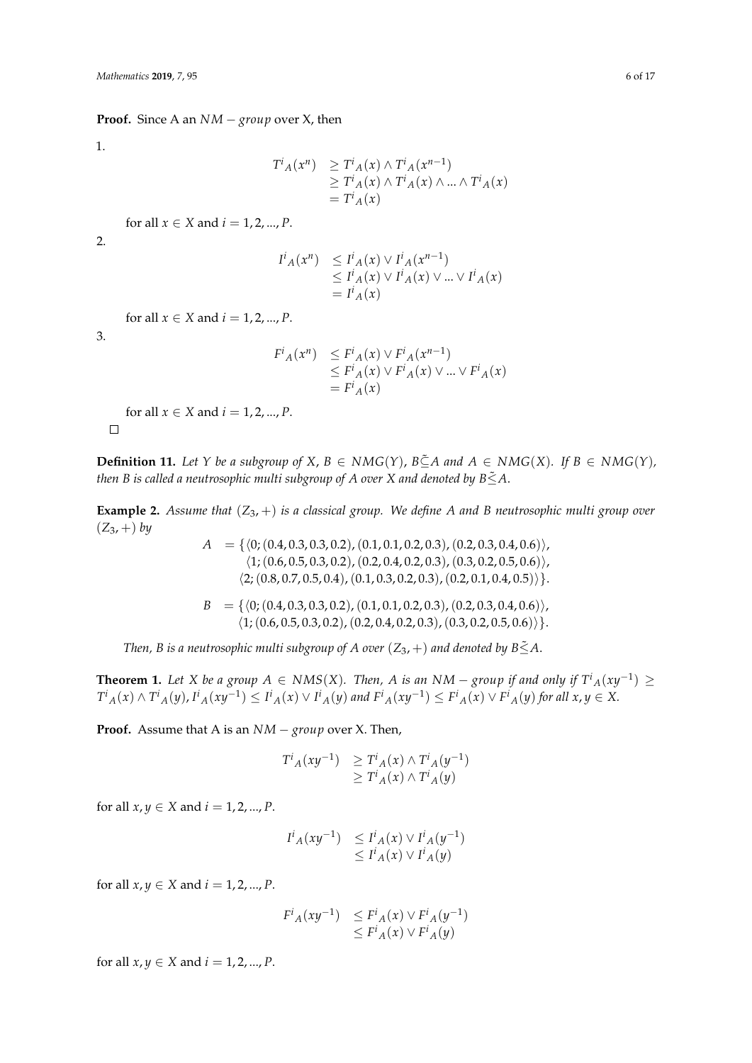**Proof.** Since A an $NM-group$ over X, then

1.

$$
\begin{aligned}
{T^i}_A(x^n) &\geq {T^i}_A(x) \wedge {T^i}_A(x^{n-1}) \\
&\geq {T^i}_A(x) \wedge {T^i}_A(x) \wedge ... \wedge {T^i}_A(x) \\
&= {T^i}_A(x)
\end{aligned}
$$

for all $x \in X$ and $i = 1, 2, ..., P$.

2.

$$
\begin{aligned}
{I^i}_A(x^n) &\leq {I^i}_A(x) \vee {I^i}_A(x^{n-1}) \\
&\leq {I^i}_A(x) \vee {I^i}_A(x) \vee ... \vee {I^i}_A(x) \\
&= {I^i}_A(x)
\end{aligned}
$$

for all $x \in X$ and $i = 1, 2, ..., P$.

3.

$$
\begin{aligned}
{F^i}_A(x^n) &\leq {F^i}_A(x) \vee {F^i}_A(x^{n-1}) \\
&\leq {F^i}_A(x) \vee {F^i}_A(x) \vee ... \vee {F^i}_A(x) \\
&= {F^i}_A(x)
\end{aligned}
$$

for all $x \in X$ and $i = 1, 2, ..., P$.

□

**Definition 11.** *Let Y be a subgroup of X, $B \in NMG(Y)$, $B \tilde{\subseteq} A$ and $A \in NMG(X)$. If $B \in NMG(Y)$, then B is called a neutrosophic multi subgroup of A over X and denoted by $B \tilde{\leq} A$.*

**Example 2.** *Assume that $(Z_3, +)$ is a classical group. We define A and B neutrosophic multi group over $(Z_3, +)$ by*

$$
\begin{aligned}
A = \{&\langle 0; (0.4, 0.3, 0.3, 0.2), (0.1, 0.1, 0.2, 0.3), (0.2, 0.3, 0.4, 0.6)\rangle, \\
&\langle 1; (0.6, 0.5, 0.3, 0.2), (0.2, 0.4, 0.2, 0.3), (0.3, 0.2, 0.5, 0.6)\rangle, \\
&\langle 2; (0.8, 0.7, 0.5, 0.4), (0.1, 0.3, 0.2, 0.3), (0.2, 0.1, 0.4, 0.5)\rangle\}.
\end{aligned}
$$

$$
\begin{aligned}
B = \{&\langle 0; (0.4, 0.3, 0.3, 0.2), (0.1, 0.1, 0.2, 0.3), (0.2, 0.3, 0.4, 0.6)\rangle, \\
&\langle 1; (0.6, 0.5, 0.3, 0.2), (0.2, 0.4, 0.2, 0.3), (0.3, 0.2, 0.5, 0.6)\rangle\}.
\end{aligned}
$$

*Then, B is a neutrosophic multi subgroup of A over $(Z_3, +)$ and denoted by $B \tilde{\leq} A$.*

**Theorem 1.** *Let X be a group $A \in NMS(X)$. Then, A is an $NM-group$ if and only if ${T^i}_A(xy^{-1}) \geq {T^i}_A(x) \wedge {T^i}_A(y)$, ${I^i}_A(xy^{-1}) \leq {I^i}_A(x) \vee {I^i}_A(y)$ and ${F^i}_A(xy^{-1}) \leq {F^i}_A(x) \vee {F^i}_A(y)$ for all $x, y \in X$.*

**Proof.** Assume that A is an $NM-group$ over X. Then,

$$
\begin{aligned}
{T^i}_A(xy^{-1}) &\geq {T^i}_A(x) \wedge {T^i}_A(y^{-1}) \\
&\geq {T^i}_A(x) \wedge {T^i}_A(y)
\end{aligned}
$$

for all $x, y \in X$ and $i = 1, 2, ..., P$.

$$
\begin{aligned}
{I^i}_A(xy^{-1}) &\leq {I^i}_A(x) \vee {I^i}_A(y^{-1}) \\
&\leq {I^i}_A(x) \vee {I^i}_A(y)
\end{aligned}
$$

for all $x, y \in X$ and $i = 1, 2, ..., P$.

$$
\begin{aligned}
{F^i}_A(xy^{-1}) &\leq {F^i}_A(x) \vee {F^i}_A(y^{-1}) \\
&\leq {F^i}_A(x) \vee {F^i}_A(y)
\end{aligned}
$$

for all $x, y \in X$ and $i = 1, 2, ..., P$.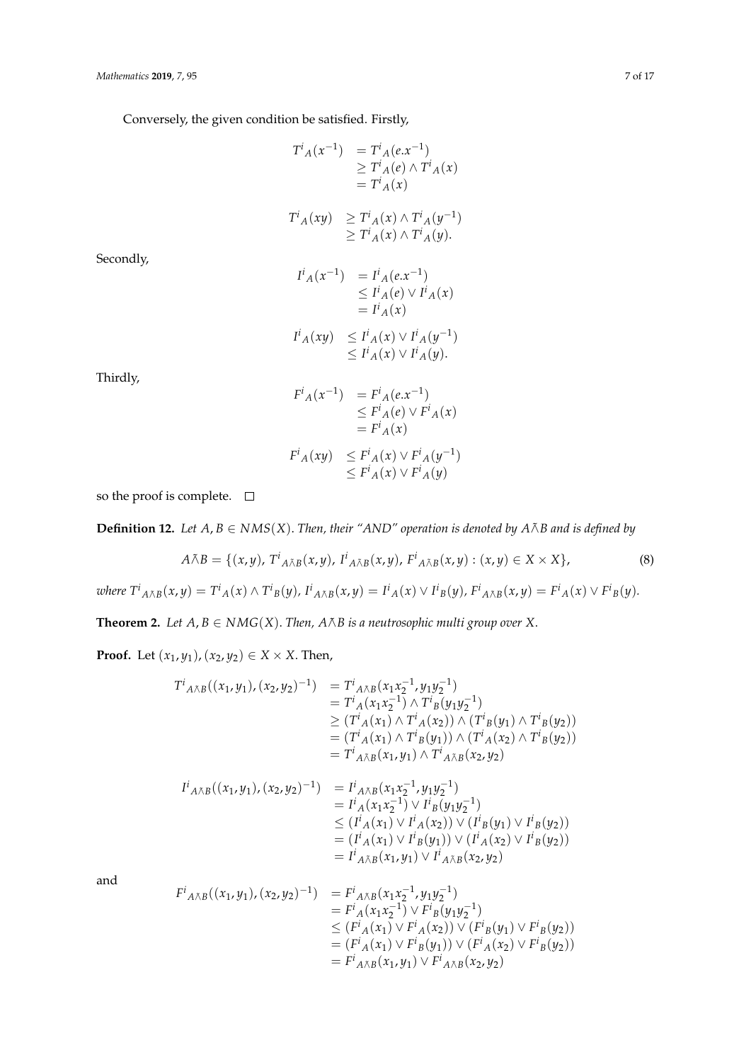Conversely, the given condition be satisfied. Firstly,

$$\begin{aligned} {T^i}_A(x^{-1}) &= {T^i}_A(e.x^{-1}) \\ &\geq {T^i}_A(e) \wedge {T^i}_A(x) \\ &= {T^i}_A(x) \end{aligned}$$

$$\begin{aligned} {T^i}_A(xy) &\geq {T^i}_A(x) \wedge {T^i}_A(y^{-1}) \\ &\geq {T^i}_A(x) \wedge {T^i}_A(y). \end{aligned}$$

Secondly,

$$\begin{aligned} {I^i}_A(x^{-1}) &= {I^i}_A(e.x^{-1}) \\ &\leq {I^i}_A(e) \vee {I^i}_A(x) \\ &= {I^i}_A(x) \end{aligned}$$

$$\begin{aligned} {I^i}_A(xy) &\leq {I^i}_A(x) \vee {I^i}_A(y^{-1}) \\ &\leq {I^i}_A(x) \vee {I^i}_A(y). \end{aligned}$$

Thirdly,

$$\begin{aligned} {F^i}_A(x^{-1}) &= {F^i}_A(e.x^{-1}) \\ &\leq {F^i}_A(e) \vee {F^i}_A(x) \\ &= {F^i}_A(x) \end{aligned}$$

$$\begin{aligned} {F^i}_A(xy) &\leq {F^i}_A(x) \vee {F^i}_A(y^{-1}) \\ &\leq {F^i}_A(x) \vee {F^i}_A(y) \end{aligned}$$

so the proof is complete. □

**Definition 12.** *Let $A, B \in NMS(X)$. Then, their "AND" operation is denoted by $A \bar{\wedge} B$ and is defined by*

$$A \bar{\wedge} B = \{(x,y),\ {T^i}_{A\bar{\wedge}B}(x,y),\ {I^i}_{A\bar{\wedge}B}(x,y),\ {F^i}_{A\bar{\wedge}B}(x,y) : (x,y) \in X \times X\}, \tag{8}$$

*where ${T^i}_{A\bar{\wedge}B}(x,y) = {T^i}_A(x) \wedge {T^i}_B(y)$, ${I^i}_{A\bar{\wedge}B}(x,y) = {I^i}_A(x) \vee {I^i}_B(y)$, ${F^i}_{A\bar{\wedge}B}(x,y) = {F^i}_A(x) \vee {F^i}_B(y)$.*

**Theorem 2.** *Let $A, B \in NMG(X)$. Then, $A \bar{\wedge} B$ is a neutrosophic multi group over $X$.*

**Proof.** Let $(x_1, y_1), (x_2, y_2) \in X \times X$. Then,

$$\begin{aligned} {T^i}_{A\bar{\wedge}B}((x_1,y_1),(x_2,y_2)^{-1}) &= {T^i}_{A\bar{\wedge}B}(x_1x_2^{-1}, y_1y_2^{-1}) \\ &= {T^i}_A(x_1x_2^{-1}) \wedge {T^i}_B(y_1y_2^{-1}) \\ &\geq ({T^i}_A(x_1) \wedge {T^i}_A(x_2)) \wedge ({T^i}_B(y_1) \wedge {T^i}_B(y_2)) \\ &= ({T^i}_A(x_1) \wedge {T^i}_B(y_1)) \wedge ({T^i}_A(x_2) \wedge {T^i}_B(y_2)) \\ &= {T^i}_{A\bar{\wedge}B}(x_1,y_1) \wedge {T^i}_{A\bar{\wedge}B}(x_2,y_2) \end{aligned}$$

$$\begin{aligned} {I^i}_{A\bar{\wedge}B}((x_1,y_1),(x_2,y_2)^{-1}) &= {I^i}_{A\bar{\wedge}B}(x_1x_2^{-1}, y_1y_2^{-1}) \\ &= {I^i}_A(x_1x_2^{-1}) \vee {I^i}_B(y_1y_2^{-1}) \\ &\leq ({I^i}_A(x_1) \vee {I^i}_A(x_2)) \vee ({I^i}_B(y_1) \vee {I^i}_B(y_2)) \\ &= ({I^i}_A(x_1) \vee {I^i}_B(y_1)) \vee ({I^i}_A(x_2) \vee {I^i}_B(y_2)) \\ &= {I^i}_{A\bar{\wedge}B}(x_1,y_1) \vee {I^i}_{A\bar{\wedge}B}(x_2,y_2) \end{aligned}$$

and

$$\begin{aligned} {F^i}_{A\bar{\wedge}B}((x_1,y_1),(x_2,y_2)^{-1}) &= {F^i}_{A\bar{\wedge}B}(x_1x_2^{-1}, y_1y_2^{-1}) \\ &= {F^i}_A(x_1x_2^{-1}) \vee {F^i}_B(y_1y_2^{-1}) \\ &\leq ({F^i}_A(x_1) \vee {F^i}_A(x_2)) \vee ({F^i}_B(y_1) \vee {F^i}_B(y_2)) \\ &= ({F^i}_A(x_1) \vee {F^i}_B(y_1)) \vee ({F^i}_A(x_2) \vee {F^i}_B(y_2)) \\ &= {F^i}_{A\bar{\wedge}B}(x_1,y_1) \vee {F^i}_{A\bar{\wedge}B}(x_2,y_2) \end{aligned}$$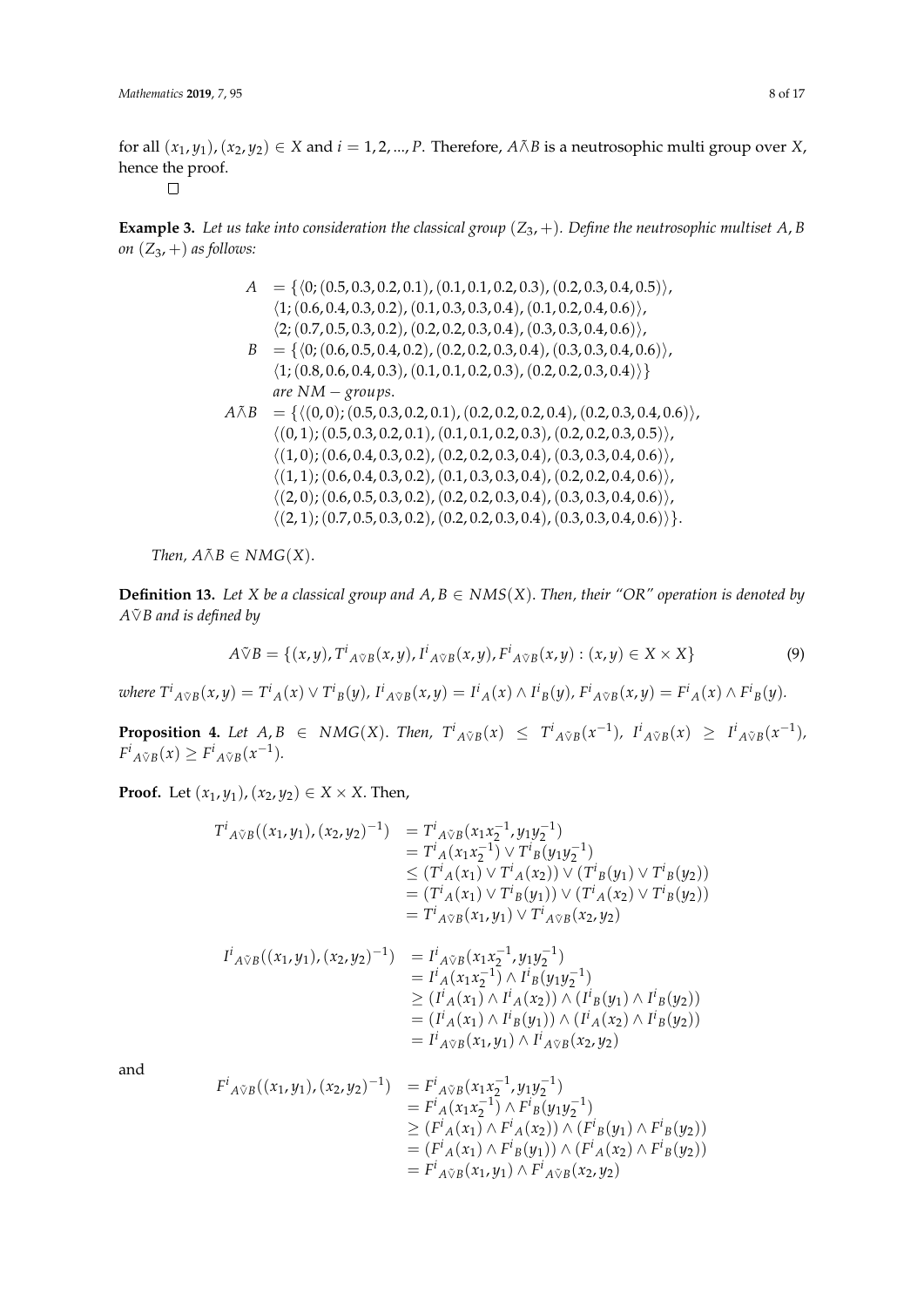for all $(x_1, y_1), (x_2, y_2) \in X$ and $i = 1, 2, ..., P$. Therefore, $A \bar{\wedge} B$ is a neutrosophic multi group over $X$, hence the proof.

□

**Example 3.** *Let us take into consideration the classical group $(Z_3, +)$. Define the neutrosophic multiset $A, B$ on $(Z_3, +)$ as follows:*

$$
\begin{aligned}
A \quad &= \{\langle 0; (0.5, 0.3, 0.2, 0.1), (0.1, 0.1, 0.2, 0.3), (0.2, 0.3, 0.4, 0.5)\rangle, \\
&\quad \langle 1; (0.6, 0.4, 0.3, 0.2), (0.1, 0.3, 0.3, 0.4), (0.1, 0.2, 0.4, 0.6)\rangle, \\
&\quad \langle 2; (0.7, 0.5, 0.3, 0.2), (0.2, 0.2, 0.3, 0.4), (0.3, 0.3, 0.4, 0.6)\rangle, \\
B \quad &= \{\langle 0; (0.6, 0.5, 0.4, 0.2), (0.2, 0.2, 0.3, 0.4), (0.3, 0.3, 0.4, 0.6)\rangle, \\
&\quad \langle 1; (0.8, 0.6, 0.4, 0.3), (0.1, 0.1, 0.2, 0.3), (0.2, 0.2, 0.3, 0.4)\rangle\} \\
&\quad \textit{are } NM-groups. \\
A \bar{\wedge} B \quad &= \{\langle (0,0); (0.5, 0.3, 0.2, 0.1), (0.2, 0.2, 0.2, 0.4), (0.2, 0.3, 0.4, 0.6)\rangle, \\
&\quad \langle (0,1); (0.5, 0.3, 0.2, 0.1), (0.1, 0.1, 0.2, 0.3), (0.2, 0.2, 0.3, 0.5)\rangle, \\
&\quad \langle (1,0); (0.6, 0.4, 0.3, 0.2), (0.2, 0.2, 0.3, 0.4), (0.3, 0.3, 0.4, 0.6)\rangle, \\
&\quad \langle (1,1); (0.6, 0.4, 0.3, 0.2), (0.1, 0.3, 0.3, 0.4), (0.2, 0.2, 0.4, 0.6)\rangle, \\
&\quad \langle (2,0); (0.6, 0.5, 0.3, 0.2), (0.2, 0.2, 0.3, 0.4), (0.3, 0.3, 0.4, 0.6)\rangle, \\
&\quad \langle (2,1); (0.7, 0.5, 0.3, 0.2), (0.2, 0.2, 0.3, 0.4), (0.3, 0.3, 0.4, 0.6)\rangle\}.
\end{aligned}
$$

*Then, $A \bar{\wedge} B \in NMG(X)$.*

**Definition 13.** *Let $X$ be a classical group and $A, B \in NMS(X)$. Then, their "OR" operation is denoted by $A \bar{\vee} B$ and is defined by*

$$
A \bar{\vee} B = \{(x, y), {T^i}_{A \bar{\vee} B}(x, y), {I^i}_{A \bar{\vee} B}(x, y), {F^i}_{A \bar{\vee} B}(x, y) : (x, y) \in X \times X\} \tag{9}
$$

*where ${T^i}_{A \bar{\vee} B}(x, y) = {T^i}_A(x) \vee {T^i}_B(y)$, ${I^i}_{A \bar{\vee} B}(x, y) = {I^i}_A(x) \wedge {I^i}_B(y)$, ${F^i}_{A \bar{\vee} B}(x, y) = {F^i}_A(x) \wedge {F^i}_B(y)$.*

**Proposition 4.** *Let $A, B \in NMG(X)$. Then, ${T^i}_{A \bar{\vee} B}(x) \leq {T^i}_{A \bar{\vee} B}(x^{-1})$, ${I^i}_{A \bar{\vee} B}(x) \geq {I^i}_{A \bar{\vee} B}(x^{-1})$, ${F^i}_{A \bar{\vee} B}(x) \geq {F^i}_{A \bar{\vee} B}(x^{-1})$.*

**Proof.** Let $(x_1, y_1), (x_2, y_2) \in X \times X$. Then,

$$
\begin{aligned}
{T^i}_{A \bar{\vee} B}((x_1, y_1), (x_2, y_2)^{-1}) \quad &= {T^i}_{A \bar{\vee} B}(x_1 x_2^{-1}, y_1 y_2^{-1}) \\
&= {T^i}_A(x_1 x_2^{-1}) \vee {T^i}_B(y_1 y_2^{-1}) \\
&\leq ({T^i}_A(x_1) \vee {T^i}_A(x_2)) \vee ({T^i}_B(y_1) \vee {T^i}_B(y_2)) \\
&= ({T^i}_A(x_1) \vee {T^i}_B(y_1)) \vee ({T^i}_A(x_2) \vee {T^i}_B(y_2)) \\
&= {T^i}_{A \bar{\vee} B}(x_1, y_1) \vee {T^i}_{A \bar{\vee} B}(x_2, y_2)
\end{aligned}
$$

$$
\begin{aligned}
{I^i}_{A \bar{\vee} B}((x_1, y_1), (x_2, y_2)^{-1}) \quad &= {I^i}_{A \bar{\vee} B}(x_1 x_2^{-1}, y_1 y_2^{-1}) \\
&= {I^i}_A(x_1 x_2^{-1}) \wedge {I^i}_B(y_1 y_2^{-1}) \\
&\geq ({I^i}_A(x_1) \wedge {I^i}_A(x_2)) \wedge ({I^i}_B(y_1) \wedge {I^i}_B(y_2)) \\
&= ({I^i}_A(x_1) \wedge {I^i}_B(y_1)) \wedge ({I^i}_A(x_2) \wedge {I^i}_B(y_2)) \\
&= {I^i}_{A \bar{\vee} B}(x_1, y_1) \wedge {I^i}_{A \bar{\vee} B}(x_2, y_2)
\end{aligned}
$$

and

$$
\begin{aligned}
{F^i}_{A \bar{\vee} B}((x_1, y_1), (x_2, y_2)^{-1}) \quad &= {F^i}_{A \bar{\vee} B}(x_1 x_2^{-1}, y_1 y_2^{-1}) \\
&= {F^i}_A(x_1 x_2^{-1}) \wedge {F^i}_B(y_1 y_2^{-1}) \\
&\geq ({F^i}_A(x_1) \wedge {F^i}_A(x_2)) \wedge ({F^i}_B(y_1) \wedge {F^i}_B(y_2)) \\
&= ({F^i}_A(x_1) \wedge {F^i}_B(y_1)) \wedge ({F^i}_A(x_2) \wedge {F^i}_B(y_2)) \\
&= {F^i}_{A \bar{\vee} B}(x_1, y_1) \wedge {F^i}_{A \bar{\vee} B}(x_2, y_2)
\end{aligned}
$$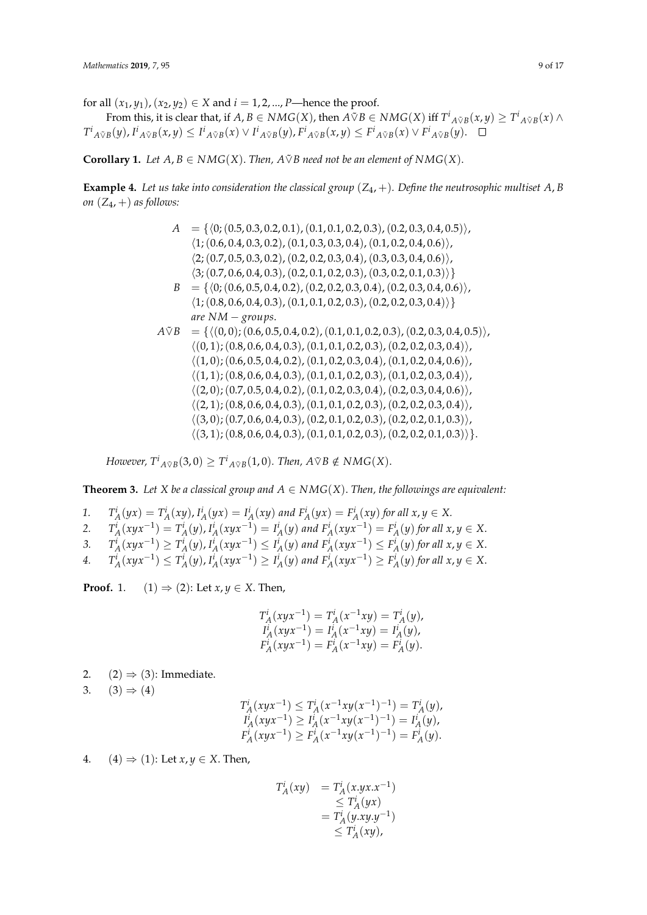for all $(x_1, y_1), (x_2, y_2) \in X$ and $i = 1, 2, ..., P$—hence the proof.

From this, it is clear that, if $A, B \in NMG(X)$, then $A \tilde{\nabla} B \in NMG(X)$ iff $T^i{}_{A\tilde{\nabla}B}(x, y) \geq T^i{}_{A\tilde{\nabla}B}(x) \wedge T^i{}_{A\tilde{\nabla}B}(y)$, $I^i{}_{A\tilde{\nabla}B}(x, y) \leq I^i{}_{A\tilde{\nabla}B}(x) \vee I^i{}_{A\tilde{\nabla}B}(y)$, $F^i{}_{A\tilde{\nabla}B}(x, y) \leq F^i{}_{A\tilde{\nabla}B}(x) \vee F^i{}_{A\tilde{\nabla}B}(y)$. □

**Corollary 1.** *Let $A, B \in NMG(X)$. Then, $A \tilde{\nabla} B$ need not be an element of $NMG(X)$.*

**Example 4.** *Let us take into consideration the classical group $(Z_4, +)$. Define the neutrosophic multiset $A, B$ on $(Z_4, +)$ as follows:*

$$
\begin{aligned}
A \;&= \{\langle 0; (0.5, 0.3, 0.2, 0.1), (0.1, 0.1, 0.2, 0.3), (0.2, 0.3, 0.4, 0.5)\rangle, \\
&\langle 1; (0.6, 0.4, 0.3, 0.2), (0.1, 0.3, 0.3, 0.4), (0.1, 0.2, 0.4, 0.6)\rangle, \\
&\langle 2; (0.7, 0.5, 0.3, 0.2), (0.2, 0.2, 0.3, 0.4), (0.3, 0.3, 0.4, 0.6)\rangle, \\
&\langle 3; (0.7, 0.6, 0.4, 0.3), (0.2, 0.1, 0.2, 0.3), (0.3, 0.2, 0.1, 0.3)\rangle\} \\
B \;&= \{\langle 0; (0.6, 0.5, 0.4, 0.2), (0.2, 0.2, 0.3, 0.4), (0.2, 0.3, 0.4, 0.6)\rangle, \\
&\langle 1; (0.8, 0.6, 0.4, 0.3), (0.1, 0.1, 0.2, 0.3), (0.2, 0.2, 0.3, 0.4)\rangle\} \\
&\text{are } NM - groups. \\
A \tilde{\nabla} B \;&= \{\langle (0, 0); (0.6, 0.5, 0.4, 0.2), (0.1, 0.1, 0.2, 0.3), (0.2, 0.3, 0.4, 0.5)\rangle, \\
&\langle (0, 1); (0.8, 0.6, 0.4, 0.3), (0.1, 0.1, 0.2, 0.3), (0.2, 0.2, 0.3, 0.4)\rangle, \\
&\langle (1, 0); (0.6, 0.5, 0.4, 0.2), (0.1, 0.2, 0.3, 0.4), (0.1, 0.2, 0.4, 0.6)\rangle, \\
&\langle (1, 1); (0.8, 0.6, 0.4, 0.3), (0.1, 0.1, 0.2, 0.3), (0.1, 0.2, 0.3, 0.4)\rangle, \\
&\langle (2, 0); (0.7, 0.5, 0.4, 0.2), (0.1, 0.2, 0.3, 0.4), (0.2, 0.3, 0.4, 0.6)\rangle, \\
&\langle (2, 1); (0.8, 0.6, 0.4, 0.3), (0.1, 0.1, 0.2, 0.3), (0.2, 0.2, 0.3, 0.4)\rangle, \\
&\langle (3, 0); (0.7, 0.6, 0.4, 0.3), (0.2, 0.1, 0.2, 0.3), (0.2, 0.2, 0.1, 0.3)\rangle, \\
&\langle (3, 1); (0.8, 0.6, 0.4, 0.3), (0.1, 0.1, 0.2, 0.3), (0.2, 0.2, 0.1, 0.3)\rangle\}.
\end{aligned}
$$

*However, $T^i{}_{A\tilde{\nabla}B}(3, 0) \geq T^i{}_{A\tilde{\nabla}B}(1, 0)$. Then, $A \tilde{\nabla} B \notin NMG(X)$.*

**Theorem 3.** *Let $X$ be a classical group and $A \in NMG(X)$. Then, the followings are equivalent:*

1. $T^i_A(yx) = T^i_A(xy)$, $I^i_A(yx) = I^i_A(xy)$ *and* $F^i_A(yx) = F^i_A(xy)$ *for all* $x, y \in X$.
2. $T^i_A(xyx^{-1}) = T^i_A(y)$, $I^i_A(xyx^{-1}) = I^i_A(y)$ *and* $F^i_A(xyx^{-1}) = F^i_A(y)$ *for all* $x, y \in X$.
3. $T^i_A(xyx^{-1}) \geq T^i_A(y)$, $I^i_A(xyx^{-1}) \leq I^i_A(y)$ *and* $F^i_A(xyx^{-1}) \leq F^i_A(y)$ *for all* $x, y \in X$.
4. $T^i_A(xyx^{-1}) \leq T^i_A(y)$, $I^i_A(xyx^{-1}) \geq I^i_A(y)$ *and* $F^i_A(xyx^{-1}) \geq F^i_A(y)$ *for all* $x, y \in X$.

**Proof.** 1. $(1) \Rightarrow (2)$: Let $x, y \in X$. Then,

$$
\begin{aligned}
T^i_A(xyx^{-1}) = T^i_A(x^{-1}xy) = T^i_A(y), \\
I^i_A(xyx^{-1}) = I^i_A(x^{-1}xy) = I^i_A(y), \\
F^i_A(xyx^{-1}) = F^i_A(x^{-1}xy) = F^i_A(y).
\end{aligned}
$$

2. $(2) \Rightarrow (3)$: Immediate.
3. $(3) \Rightarrow (4)$

$$
\begin{aligned}
T^i_A(xyx^{-1}) \leq T^i_A(x^{-1}xy(x^{-1})^{-1}) = T^i_A(y), \\
I^i_A(xyx^{-1}) \geq I^i_A(x^{-1}xy(x^{-1})^{-1}) = I^i_A(y), \\
F^i_A(xyx^{-1}) \geq F^i_A(x^{-1}xy(x^{-1})^{-1}) = F^i_A(y).
\end{aligned}
$$

4. $(4) \Rightarrow (1)$: Let $x, y \in X$. Then,

$$
\begin{aligned}
T^i_A(xy) \;&= T^i_A(x.yx.x^{-1}) \\
&\leq T^i_A(yx) \\
&= T^i_A(y.xy.y^{-1}) \\
&\leq T^i_A(xy),
\end{aligned}
$$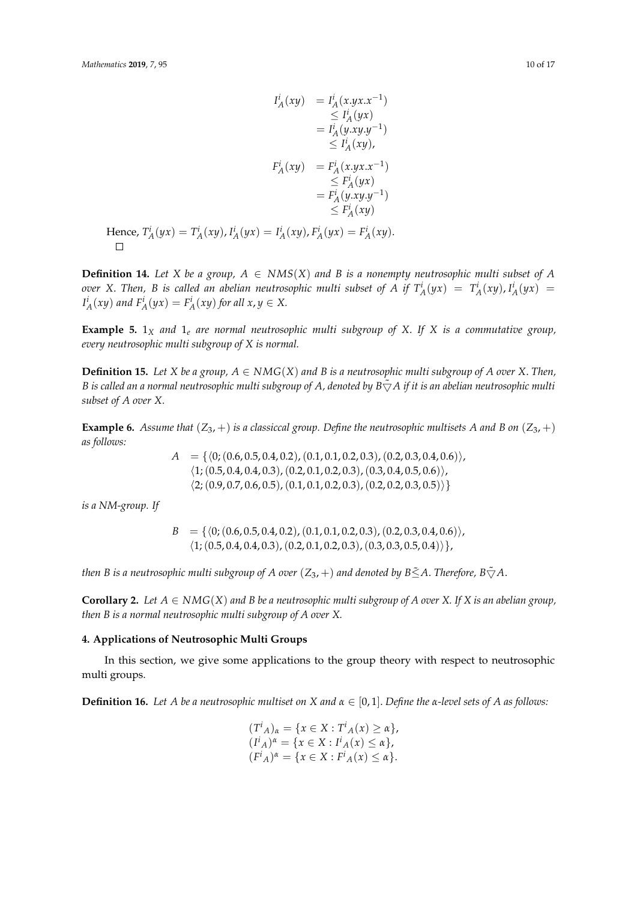$$
\begin{aligned}
I_A^i(xy) &= I_A^i(x.yx.x^{-1}) \\
&\leq I_A^i(yx) \\
&= I_A^i(y.xy.y^{-1}) \\
&\leq I_A^i(xy), \\
F_A^i(xy) &= F_A^i(x.yx.x^{-1}) \\
&\leq F_A^i(yx) \\
&= F_A^i(y.xy.y^{-1}) \\
&\leq F_A^i(xy)
\end{aligned}
$$

Hence, $T_A^i(yx) = T_A^i(xy), I_A^i(yx) = I_A^i(xy), F_A^i(yx) = F_A^i(xy)$.
□

**Definition 14.** *Let $X$ be a group, $A \in NMS(X)$ and $B$ is a nonempty neutrosophic multi subset of $A$ over $X$. Then, $B$ is called an abelian neutrosophic multi subset of $A$ if $T_A^i(yx) = T_A^i(xy), I_A^i(yx) = I_A^i(xy)$ and $F_A^i(yx) = F_A^i(xy)$ for all $x, y \in X$.*

**Example 5.** *$1_X$ and $1_e$ are normal neutrosophic multi subgroup of $X$. If $X$ is a commutative group, every neutrosophic multi subgroup of $X$ is normal.*

**Definition 15.** *Let $X$ be a group, $A \in NMG(X)$ and $B$ is a neutrosophic multi subgroup of $A$ over $X$. Then, $B$ is called an a normal neutrosophic multi subgroup of $A$, denoted by $B \tilde{\bigtriangledown} A$ if it is an abelian neutrosophic multi subset of $A$ over $X$.*

**Example 6.** *Assume that $(Z_3, +)$ is a classiccal group. Define the neutrosophic multisets $A$ and $B$ on $(Z_3, +)$ as follows:*

$$
\begin{aligned}
A = \{&\langle 0; (0.6, 0.5, 0.4, 0.2), (0.1, 0.1, 0.2, 0.3), (0.2, 0.3, 0.4, 0.6)\rangle, \\
&\langle 1; (0.5, 0.4, 0.4, 0.3), (0.2, 0.1, 0.2, 0.3), (0.3, 0.4, 0.5, 0.6)\rangle, \\
&\langle 2; (0.9, 0.7, 0.6, 0.5), (0.1, 0.1, 0.2, 0.3), (0.2, 0.2, 0.3, 0.5)\rangle\}
\end{aligned}
$$

*is a NM-group. If*

$$
\begin{aligned}
B = \{&\langle 0; (0.6, 0.5, 0.4, 0.2), (0.1, 0.1, 0.2, 0.3), (0.2, 0.3, 0.4, 0.6)\rangle, \\
&\langle 1; (0.5, 0.4, 0.4, 0.3), (0.2, 0.1, 0.2, 0.3), (0.3, 0.3, 0.5, 0.4)\rangle\},
\end{aligned}
$$

*then $B$ is a neutrosophic multi subgroup of $A$ over $(Z_3, +)$ and denoted by $B \tilde{\leq} A$. Therefore, $B \tilde{\bigtriangledown} A$.*

**Corollary 2.** *Let $A \in NMG(X)$ and $B$ be a neutrosophic multi subgroup of $A$ over $X$. If $X$ is an abelian group, then $B$ is a normal neutrosophic multi subgroup of $A$ over $X$.*

## 4. Applications of Neutrosophic Multi Groups

In this section, we give some applications to the group theory with respect to neutrosophic multi groups.

**Definition 16.** *Let $A$ be a neutrosophic multiset on $X$ and $\alpha \in [0, 1]$. Define the $\alpha$-level sets of $A$ as follows:*

$$
\begin{aligned}
(T^i{}_A)_\alpha &= \{x \in X : T^i{}_A(x) \geq \alpha\}, \\
(I^i{}_A)^\alpha &= \{x \in X : I^i{}_A(x) \leq \alpha\}, \\
(F^i{}_A)^\alpha &= \{x \in X : F^i{}_A(x) \leq \alpha\}.
\end{aligned}
$$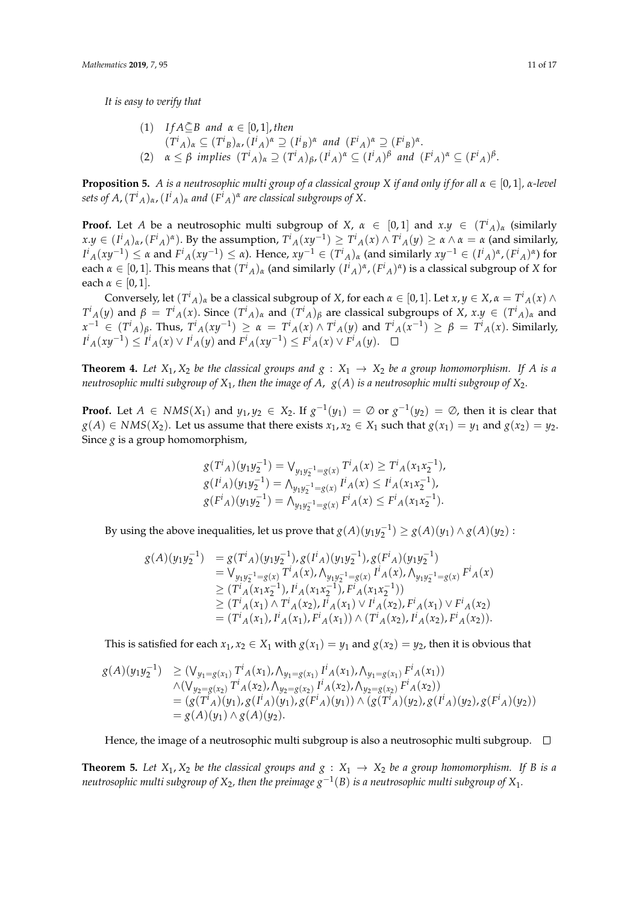*It is easy to verify that*

$$
\begin{aligned}
&(1) \quad If\, A \tilde{\subseteq} B \ \ and \ \ \alpha \in [0,1], then \\
&\qquad ({T^i}_A)_\alpha \subseteq ({T^i}_B)_\alpha, ({I^i}_A)^\alpha \supseteq ({I^i}_B)^\alpha \ \ and \ \ ({F^i}_A)^\alpha \supseteq ({F^i}_B)^\alpha. \\
&(2) \quad \alpha \leq \beta \ \ implies \ \ ({T^i}_A)_\alpha \supseteq ({T^i}_A)_\beta, ({I^i}_A)^\alpha \subseteq ({I^i}_A)^\beta \ \ and \ \ ({F^i}_A)^\alpha \subseteq ({F^i}_A)^\beta.
\end{aligned}
$$

**Proposition 5.** *A is a neutrosophic multi group of a classical group X if and only if for all $\alpha \in [0,1]$, $\alpha$-level sets of A, $({T^i}_A)_\alpha$, $({I^i}_A)_\alpha$ and $({F^i}_A)^\alpha$ are classical subgroups of X.*

**Proof.** Let $A$ be a neutrosophic multi subgroup of $X$, $\alpha \in [0,1]$ and $x.y \in ({T^i}_A)_\alpha$ (similarly $x.y \in ({I^i}_A)_\alpha, ({F^i}_A)^\alpha$). By the assumption, ${T^i}_A(xy^{-1}) \geq {T^i}_A(x) \wedge {T^i}_A(y) \geq \alpha \wedge \alpha = \alpha$ (and similarly, ${I^i}_A(xy^{-1}) \leq \alpha$ and ${F^i}_A(xy^{-1}) \leq \alpha$). Hence, $xy^{-1} \in ({T^i}_A)_\alpha$ (and similarly $xy^{-1} \in ({I^i}_A)^\alpha, ({F^i}_A)^\alpha$) for each $\alpha \in [0,1]$. This means that $({T^i}_A)_\alpha$ (and similarly $({I^i}_A)^\alpha, ({F^i}_A)^\alpha$) is a classical subgroup of $X$ for each $\alpha \in [0,1]$.

Conversely, let $({T^i}_A)_\alpha$ be a classical subgroup of $X$, for each $\alpha \in [0,1]$. Let $x, y \in X, \alpha = {T^i}_A(x) \wedge {T^i}_A(y)$ and $\beta = {T^i}_A(x)$. Since $({T^i}_A)_\alpha$ and $({T^i}_A)_\beta$ are classical subgroups of $X$, $x.y \in ({T^i}_A)_\alpha$ and $x^{-1} \in ({T^i}_A)_\beta$. Thus, ${T^i}_A(xy^{-1}) \geq \alpha = {T^i}_A(x) \wedge {T^i}_A(y)$ and ${T^i}_A(x^{-1}) \geq \beta = {T^i}_A(x)$. Similarly, ${I^i}_A(xy^{-1}) \leq {I^i}_A(x) \vee {I^i}_A(y)$ and ${F^i}_A(xy^{-1}) \leq {F^i}_A(x) \vee {F^i}_A(y)$. $\square$

**Theorem 4.** *Let $X_1, X_2$ be the classical groups and $g : X_1 \to X_2$ be a group homomorphism. If A is a neutrosophic multi subgroup of $X_1$, then the image of A, $g(A)$ is a neutrosophic multi subgroup of $X_2$.*

**Proof.** Let $A \in NMS(X_1)$ and $y_1, y_2 \in X_2$. If $g^{-1}(y_1) = \emptyset$ or $g^{-1}(y_2) = \emptyset$, then it is clear that $g(A) \in NMS(X_2)$. Let us assume that there exists $x_1, x_2 \in X_1$ such that $g(x_1) = y_1$ and $g(x_2) = y_2$. Since $g$ is a group homomorphism,

$$
\begin{aligned}
g({T^i}_A)(y_1 y_2^{-1}) &= \textstyle\bigvee_{y_1 y_2^{-1} = g(x)} {T^i}_A(x) \geq {T^i}_A(x_1 x_2^{-1}), \\
g({I^i}_A)(y_1 y_2^{-1}) &= \textstyle\bigwedge_{y_1 y_2^{-1} = g(x)} {I^i}_A(x) \leq {I^i}_A(x_1 x_2^{-1}), \\
g({F^i}_A)(y_1 y_2^{-1}) &= \textstyle\bigwedge_{y_1 y_2^{-1} = g(x)} {F^i}_A(x) \leq {F^i}_A(x_1 x_2^{-1}).
\end{aligned}
$$

By using the above inequalities, let us prove that $g(A)(y_1 y_2^{-1}) \geq g(A)(y_1) \wedge g(A)(y_2)$ :

$$
\begin{aligned}
g(A)(y_1 y_2^{-1}) &= g({T^i}_A)(y_1 y_2^{-1}), g({I^i}_A)(y_1 y_2^{-1}), g({F^i}_A)(y_1 y_2^{-1}) \\
&= \textstyle\bigvee_{y_1 y_2^{-1} = g(x)} {T^i}_A(x), \bigwedge_{y_1 y_2^{-1} = g(x)} {I^i}_A(x), \bigwedge_{y_1 y_2^{-1} = g(x)} {F^i}_A(x) \\
&\geq ({T^i}_A(x_1 x_2^{-1}), {I^i}_A(x_1 x_2^{-1}), {F^i}_A(x_1 x_2^{-1})) \\
&\geq ({T^i}_A(x_1) \wedge {T^i}_A(x_2), {I^i}_A(x_1) \vee {I^i}_A(x_2), {F^i}_A(x_1) \vee {F^i}_A(x_2) \\
&= ({T^i}_A(x_1), {I^i}_A(x_1), {F^i}_A(x_1)) \wedge ({T^i}_A(x_2), {I^i}_A(x_2), {F^i}_A(x_2)).
\end{aligned}
$$

This is satisfied for each $x_1, x_2 \in X_1$ with $g(x_1) = y_1$ and $g(x_2) = y_2$, then it is obvious that

$$
\begin{aligned}
g(A)(y_1 y_2^{-1}) &\geq (\textstyle\bigvee_{y_1 = g(x_1)} {T^i}_A(x_1), \bigwedge_{y_1 = g(x_1)} {I^i}_A(x_1), \bigwedge_{y_1 = g(x_1)} {F^i}_A(x_1)) \\
&\quad \wedge (\textstyle\bigvee_{y_2 = g(x_2)} {T^i}_A(x_2), \bigwedge_{y_2 = g(x_2)} {I^i}_A(x_2), \bigwedge_{y_2 = g(x_2)} {F^i}_A(x_2)) \\
&= (g({T^i}_A)(y_1), g({I^i}_A)(y_1), g({F^i}_A)(y_1)) \wedge (g({T^i}_A)(y_2), g({I^i}_A)(y_2), g({F^i}_A)(y_2)) \\
&= g(A)(y_1) \wedge g(A)(y_2).
\end{aligned}
$$

Hence, the image of a neutrosophic multi subgroup is also a neutrosophic multi subgroup. $\square$

**Theorem 5.** *Let $X_1, X_2$ be the classical groups and $g : X_1 \to X_2$ be a group homomorphism. If B is a neutrosophic multi subgroup of $X_2$, then the preimage $g^{-1}(B)$ is a neutrosophic multi subgroup of $X_1$.*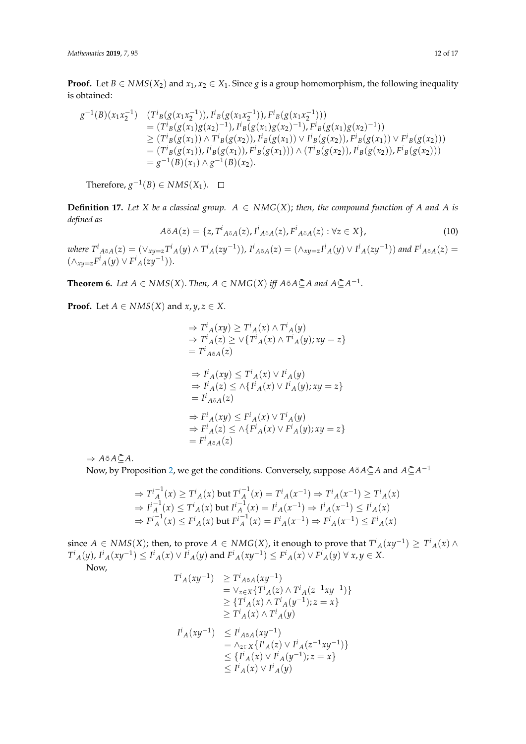**Proof.** Let $B \in NMS(X_2)$ and $x_1, x_2 \in X_1$. Since $g$ is a group homomorphism, the following inequality is obtained:

$$
\begin{aligned}
g^{-1}(B)(x_1 x_2^{-1}) \quad & (T^i{}_B(g(x_1 x_2^{-1})), I^i{}_B(g(x_1 x_2^{-1})), F^i{}_B(g(x_1 x_2^{-1}))) \\
&= (T^i{}_B(g(x_1)g(x_2)^{-1}), I^i{}_B(g(x_1)g(x_2)^{-1}), F^i{}_B(g(x_1)g(x_2)^{-1})) \\
&\geq (T^i{}_B(g(x_1)) \wedge T^i{}_B(g(x_2)), I^i{}_B(g(x_1)) \vee I^i{}_B(g(x_2)), F^i{}_B(g(x_1)) \vee F^i{}_B(g(x_2))) \\
&= (T^i{}_B(g(x_1)), I^i{}_B(g(x_1)), F^i{}_B(g(x_1))) \wedge (T^i{}_B(g(x_2)), I^i{}_B(g(x_2)), F^i{}_B(g(x_2))) \\
&= g^{-1}(B)(x_1) \wedge g^{-1}(B)(x_2).
\end{aligned}
$$

Therefore, $g^{-1}(B) \in NMS(X_1)$. □

**Definition 17.** *Let $X$ be a classical group. $A \in NMG(X)$; then, the compound function of $A$ and $A$ is defined as*

$$
A\tilde{\circ}A(z) = \{z, T^i{}_{A\tilde{\circ}A}(z), I^i{}_{A\tilde{\circ}A}(z), F^i{}_{A\tilde{\circ}A}(z) : \forall z \in X\}, \tag{10}
$$

*where $T^i{}_{A\tilde{\circ}A}(z) = (\vee_{xy=z} T^i{}_A(y) \wedge T^i{}_A(zy^{-1}))$, $I^i{}_{A\tilde{\circ}A}(z) = (\wedge_{xy=z} I^i{}_A(y) \vee I^i{}_A(zy^{-1}))$ and $F^i{}_{A\tilde{\circ}A}(z) = (\wedge_{xy=z} F^i{}_A(y) \vee F^i{}_A(zy^{-1}))$.*

**Theorem 6.** *Let $A \in NMS(X)$. Then, $A \in NMG(X)$ iff $A\tilde{\circ}A \tilde{\subseteq} A$ and $A \tilde{\subseteq} A^{-1}$.*

**Proof.** Let $A \in NMS(X)$ and $x, y, z \in X$.

$$
\begin{aligned}
&\Rightarrow T^i{}_A(xy) \geq T^i{}_A(x) \wedge T^i{}_A(y) \\
&\Rightarrow T^i{}_A(z) \geq \vee\{T^i{}_A(x) \wedge T^i{}_A(y); xy = z\} \\
&= T^i{}_{A\tilde{\circ}A}(z)
\end{aligned}
$$

$$
\begin{aligned}
&\Rightarrow I^i{}_A(xy) \leq T^i{}_A(x) \vee I^i{}_A(y) \\
&\Rightarrow I^i{}_A(z) \leq \wedge\{I^i{}_A(x) \vee I^i{}_A(y); xy = z\} \\
&= I^i{}_{A\tilde{\circ}A}(z)
\end{aligned}
$$

$$
\begin{aligned}
&\Rightarrow F^i{}_A(xy) \leq F^i{}_A(x) \vee T^i{}_A(y) \\
&\Rightarrow F^i{}_A(z) \leq \wedge\{F^i{}_A(x) \vee F^i{}_A(y); xy = z\} \\
&= F^i{}_{A\tilde{\circ}A}(z)
\end{aligned}
$$

$\Rightarrow A\tilde{\circ}A \tilde{\subseteq} A$.

Now, by Proposition 2, we get the conditions. Conversely, suppose $A\tilde{\circ}A \tilde{\subseteq} A$ and $A \tilde{\subseteq} A^{-1}$

$$
\begin{aligned}
&\Rightarrow T^{i}{}_A^{-1}(x) \geq T^i{}_A(x) \text{ but } T^{i}{}_A^{-1}(x) = T^i{}_A(x^{-1}) \Rightarrow T^i{}_A(x^{-1}) \geq T^i{}_A(x) \\
&\Rightarrow I^{i}{}_A^{-1}(x) \leq T^i{}_A(x) \text{ but } I^{i}{}_A^{-1}(x) = I^i{}_A(x^{-1}) \Rightarrow I^i{}_A(x^{-1}) \leq I^i{}_A(x) \\
&\Rightarrow F^{i}{}_A^{-1}(x) \leq F^i{}_A(x) \text{ but } F^{i}{}_A^{-1}(x) = F^i{}_A(x^{-1}) \Rightarrow F^i{}_A(x^{-1}) \leq F^i{}_A(x)
\end{aligned}
$$

since $A \in NMS(X)$; then, to prove $A \in NMG(X)$, it enough to prove that $T^i{}_A(xy^{-1}) \geq T^i{}_A(x) \wedge T^i{}_A(y)$, $I^i{}_A(xy^{-1}) \leq I^i{}_A(x) \vee I^i{}_A(y)$ and $F^i{}_A(xy^{-1}) \leq F^i{}_A(x) \vee F^i{}_A(y)\ \forall\ x, y \in X$.

Now,

$$
\begin{aligned}
T^i{}_A(xy^{-1}) \quad &\geq T^i{}_{A\tilde{\circ}A}(xy^{-1}) \\
&= \vee_{z \in X}\{T^i{}_A(z) \wedge T^i{}_A(z^{-1}xy^{-1})\} \\
&\geq \{T^i{}_A(x) \wedge T^i{}_A(y^{-1}); z = x\} \\
&\geq T^i{}_A(x) \wedge T^i{}_A(y)
\end{aligned}
$$

$$
\begin{aligned}
I^i{}_A(xy^{-1}) \quad &\leq I^i{}_{A\tilde{\circ}A}(xy^{-1}) \\
&= \wedge_{z \in X}\{I^i{}_A(z) \vee I^i{}_A(z^{-1}xy^{-1})\} \\
&\leq \{I^i{}_A(x) \vee I^i{}_A(y^{-1}); z = x\} \\
&\leq I^i{}_A(x) \vee I^i{}_A(y)
\end{aligned}
$$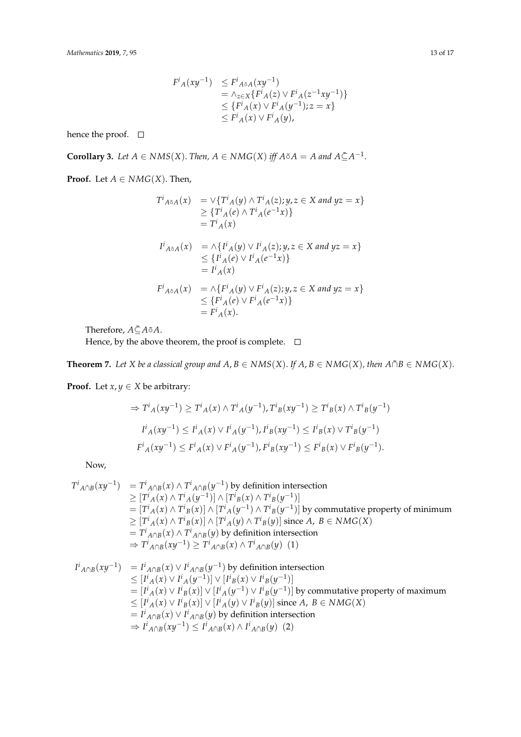$$
\begin{aligned}
F^i{}_A(xy^{-1}) &\leq F^i{}_{A\tilde{\circ}A}(xy^{-1}) \\
&= \wedge_{z\in X}\{F^i{}_A(z) \vee F^i{}_A(z^{-1}xy^{-1})\} \\
&\leq \{F^i{}_A(x) \vee F^i{}_A(y^{-1}); z = x\} \\
&\leq F^i{}_A(x) \vee F^i{}_A(y),
\end{aligned}
$$

hence the proof. □

**Corollary 3.** *Let $A \in NMS(X)$. Then, $A \in NMG(X)$ iff $A\tilde{\circ}A = A$ and $A\tilde{\subseteq}A^{-1}$.*

**Proof.** Let $A \in NMG(X)$. Then,

$$
\begin{aligned}
T^i{}_{A\tilde{\circ}A}(x) &= \vee\{T^i{}_A(y) \wedge T^i{}_A(z); y, z \in X \text{ and } yz = x\} \\
&\geq \{T^i{}_A(e) \wedge T^i{}_A(e^{-1}x)\} \\
&= T^i{}_A(x)
\end{aligned}
$$

$$
\begin{aligned}
I^i{}_{A\tilde{\circ}A}(x) &= \wedge\{I^i{}_A(y) \vee I^i{}_A(z); y, z \in X \text{ and } yz = x\} \\
&\leq \{I^i{}_A(e) \vee I^i{}_A(e^{-1}x)\} \\
&= I^i{}_A(x)
\end{aligned}
$$

$$
\begin{aligned}
F^i{}_{A\tilde{\circ}A}(x) &= \wedge\{F^i{}_A(y) \vee F^i{}_A(z); y, z \in X \text{ and } yz = x\} \\
&\leq \{F^i{}_A(e) \vee F^i{}_A(e^{-1}x)\} \\
&= F^i{}_A(x).
\end{aligned}
$$

Therefore, $A\tilde{\subseteq}A\tilde{\circ}A$.

Hence, by the above theorem, the proof is complete. □

**Theorem 7.** *Let $X$ be a classical group and $A, B \in NMS(X)$. If $A, B \in NMG(X)$, then $A\tilde{\cap}B \in NMG(X)$.*

**Proof.** Let $x, y \in X$ be arbitrary:

$$
\Rightarrow T^i{}_A(xy^{-1}) \geq T^i{}_A(x) \wedge T^i{}_A(y^{-1}), T^i{}_B(xy^{-1}) \geq T^i{}_B(x) \wedge T^i{}_B(y^{-1})
$$

$$
I^i{}_A(xy^{-1}) \leq I^i{}_A(x) \vee I^i{}_A(y^{-1}), I^i{}_B(xy^{-1}) \leq I^i{}_B(x) \vee T^i{}_B(y^{-1})
$$

$$
F^i{}_A(xy^{-1}) \leq F^i{}_A(x) \vee F^i{}_A(y^{-1}), F^i{}_B(xy^{-1}) \leq F^i{}_B(x) \vee F^i{}_B(y^{-1}).
$$

Now,

$$
\begin{aligned}
T^i{}_{A\tilde{\cap}B}(xy^{-1}) &= T^i{}_{A\tilde{\cap}B}(x) \wedge T^i{}_{A\tilde{\cap}B}(y^{-1}) \text{ by definition intersection} \\
&\geq [T^i{}_A(x) \wedge T^i{}_A(y^{-1})] \wedge [T^i{}_B(x) \wedge T^i{}_B(y^{-1})] \\
&= [T^i{}_A(x) \wedge T^i{}_B(x)] \wedge [T^i{}_A(y^{-1}) \wedge T^i{}_B(y^{-1})] \text{ by commutative property of minimum} \\
&\geq [T^i{}_A(x) \wedge T^i{}_B(x)] \wedge [T^i{}_A(y) \wedge T^i{}_B(y)] \text{ since } A,\ B \in NMG(X) \\
&= T^i{}_{A\cap B}(x) \wedge T^i{}_{A\cap B}(y) \text{ by definition intersection} \\
&\Rightarrow T^i{}_{A\cap B}(xy^{-1}) \geq T^i{}_{A\cap B}(x) \wedge T^i{}_{A\cap B}(y) \ \ (1)
\end{aligned}
$$

$$
\begin{aligned}
I^i{}_{A\cap B}(xy^{-1}) &= I^i{}_{A\cap B}(x) \vee I^i{}_{A\cap B}(y^{-1}) \text{ by definition intersection} \\
&\leq [I^i{}_A(x) \vee I^i{}_A(y^{-1})] \vee [I^i{}_B(x) \vee I^i{}_B(y^{-1})] \\
&= [I^i{}_A(x) \vee I^i{}_B(x)] \vee [I^i{}_A(y^{-1}) \vee I^i{}_B(y^{-1})] \text{ by commutative property of maximum} \\
&\leq [I^i{}_A(x) \vee I^i{}_B(x)] \vee [I^i{}_A(y) \vee I^i{}_B(y)] \text{ since } A,\ B \in NMG(X) \\
&= I^i{}_{A\cap B}(x) \vee I^i{}_{A\cap B}(y) \text{ by definition intersection} \\
&\Rightarrow I^i{}_{A\tilde{\cap}B}(xy^{-1}) \leq I^i{}_{A\tilde{\cap}B}(x) \wedge I^i{}_{A\tilde{\cap}B}(y) \ \ (2)
\end{aligned}
$$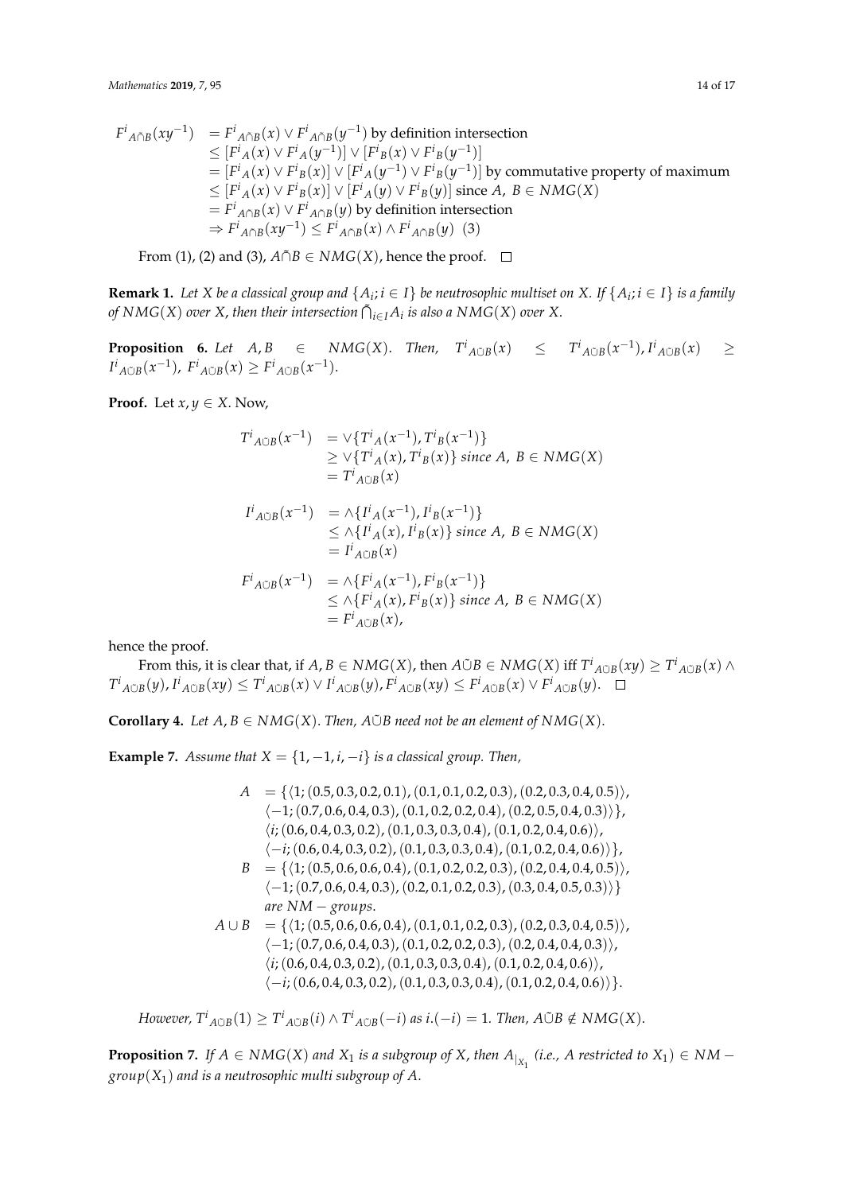$$
\begin{aligned}
F^i{}_{A\tilde{\cap}B}(xy^{-1}) &= F^i{}_{A\tilde{\cap}B}(x) \vee F^i{}_{A\tilde{\cap}B}(y^{-1}) \text{ by definition intersection} \\
&\leq [F^i{}_A(x) \vee F^i{}_A(y^{-1})] \vee [F^i{}_B(x) \vee F^i{}_B(y^{-1})] \\
&= [F^i{}_A(x) \vee F^i{}_B(x)] \vee [F^i{}_A(y^{-1}) \vee F^i{}_B(y^{-1})] \text{ by commutative property of maximum} \\
&\leq [F^i{}_A(x) \vee F^i{}_B(x)] \vee [F^i{}_A(y) \vee F^i{}_B(y)] \text{ since } A,\ B \in NMG(X) \\
&= F^i{}_{A\cap B}(x) \vee F^i{}_{A\cap B}(y) \text{ by definition intersection} \\
&\Rightarrow F^i{}_{A\cap B}(xy^{-1}) \leq F^i{}_{A\cap B}(x) \wedge F^i{}_{A\cap B}(y) \ \ (3)
\end{aligned}
$$

From (1), (2) and (3), $A\tilde{\cap}B \in NMG(X)$, hence the proof. □

**Remark 1.** *Let $X$ be a classical group and $\{A_i; i \in I\}$ be neutrosophic multiset on $X$. If $\{A_i; i \in I\}$ is a family of $NMG(X)$ over $X$, then their intersection $\tilde{\bigcap}_{i\in I} A_i$ is also a $NMG(X)$ over $X$.*

**Proposition 6.** *Let $A, B \in NMG(X)$. Then, $T^i{}_{A\tilde{\cup}B}(x) \leq T^i{}_{A\tilde{\cup}B}(x^{-1}), I^i{}_{A\tilde{\cup}B}(x) \geq I^i{}_{A\tilde{\cup}B}(x^{-1})$, $F^i{}_{A\tilde{\cup}B}(x) \geq F^i{}_{A\tilde{\cup}B}(x^{-1})$.*

**Proof.** Let $x, y \in X$. Now,

$$
\begin{aligned}
T^i{}_{A\tilde{\cup}B}(x^{-1}) &= \vee\{T^i{}_A(x^{-1}), T^i{}_B(x^{-1})\} \\
&\geq \vee\{T^i{}_A(x), T^i{}_B(x)\} \textit{ since } A,\ B \in NMG(X) \\
&= T^i{}_{A\tilde{\cup}B}(x)
\end{aligned}
$$

$$
\begin{aligned}
I^i{}_{A\tilde{\cup}B}(x^{-1}) &= \wedge\{I^i{}_A(x^{-1}), I^i{}_B(x^{-1})\} \\
&\leq \wedge\{I^i{}_A(x), I^i{}_B(x)\} \textit{ since } A,\ B \in NMG(X) \\
&= I^i{}_{A\tilde{\cup}B}(x)
\end{aligned}
$$

$$
\begin{aligned}
F^i{}_{A\tilde{\cup}B}(x^{-1}) &= \wedge\{F^i{}_A(x^{-1}), F^i{}_B(x^{-1})\} \\
&\leq \wedge\{F^i{}_A(x), F^i{}_B(x)\} \textit{ since } A,\ B \in NMG(X) \\
&= F^i{}_{A\tilde{\cup}B}(x),
\end{aligned}
$$

hence the proof.

From this, it is clear that, if $A, B \in NMG(X)$, then $A\tilde{\cup}B \in NMG(X)$ iff $T^i{}_{A\tilde{\cup}B}(xy) \geq T^i{}_{A\tilde{\cup}B}(x) \wedge T^i{}_{A\tilde{\cup}B}(y), I^i{}_{A\tilde{\cup}B}(xy) \leq I^i{}_{A\tilde{\cup}B}(x) \vee I^i{}_{A\tilde{\cup}B}(y), F^i{}_{A\tilde{\cup}B}(xy) \leq F^i{}_{A\tilde{\cup}B}(x) \vee F^i{}_{A\tilde{\cup}B}(y)$. □

**Corollary 4.** *Let $A, B \in NMG(X)$. Then, $A\tilde{\cup}B$ need not be an element of $NMG(X)$.*

**Example 7.** *Assume that $X = \{1, -1, i, -i\}$ is a classical group. Then,*

$$
\begin{aligned}
A &= \{\langle 1; (0.5, 0.3, 0.2, 0.1), (0.1, 0.1, 0.2, 0.3), (0.2, 0.3, 0.4, 0.5)\rangle, \\
&\quad \langle -1; (0.7, 0.6, 0.4, 0.3), (0.1, 0.2, 0.2, 0.4), (0.2, 0.5, 0.4, 0.3)\rangle\}, \\
&\quad \langle i; (0.6, 0.4, 0.3, 0.2), (0.1, 0.3, 0.3, 0.4), (0.1, 0.2, 0.4, 0.6)\rangle, \\
&\quad \langle -i; (0.6, 0.4, 0.3, 0.2), (0.1, 0.3, 0.3, 0.4), (0.1, 0.2, 0.4, 0.6)\rangle\}, \\
B &= \{\langle 1; (0.5, 0.6, 0.6, 0.4), (0.1, 0.2, 0.2, 0.3), (0.2, 0.4, 0.4, 0.5)\rangle, \\
&\quad \langle -1; (0.7, 0.6, 0.4, 0.3), (0.2, 0.1, 0.2, 0.3), (0.3, 0.4, 0.5, 0.3)\rangle\} \\
&\quad \textit{are } NM-\textit{groups.} \\
A \cup B &= \{\langle 1; (0.5, 0.6, 0.6, 0.4), (0.1, 0.1, 0.2, 0.3), (0.2, 0.3, 0.4, 0.5)\rangle, \\
&\quad \langle -1; (0.7, 0.6, 0.4, 0.3), (0.1, 0.2, 0.2, 0.3), (0.2, 0.4, 0.4, 0.3)\rangle, \\
&\quad \langle i; (0.6, 0.4, 0.3, 0.2), (0.1, 0.3, 0.3, 0.4), (0.1, 0.2, 0.4, 0.6)\rangle, \\
&\quad \langle -i; (0.6, 0.4, 0.3, 0.2), (0.1, 0.3, 0.3, 0.4), (0.1, 0.2, 0.4, 0.6)\rangle\}.
\end{aligned}
$$

*However, $T^i{}_{A\tilde{\cup}B}(1) \geq T^i{}_{A\tilde{\cup}B}(i) \wedge T^i{}_{A\tilde{\cup}B}(-i)$ as $i.(-i) = 1$. Then, $A\tilde{\cup}B \notin NMG(X)$.*

**Proposition 7.** *If $A \in NMG(X)$ and $X_1$ is a subgroup of $X$, then $A_{|_{X_1}}$ (i.e., $A$ restricted to $X_1$) $\in NM-group(X_1)$ and is a neutrosophic multi subgroup of $A$.*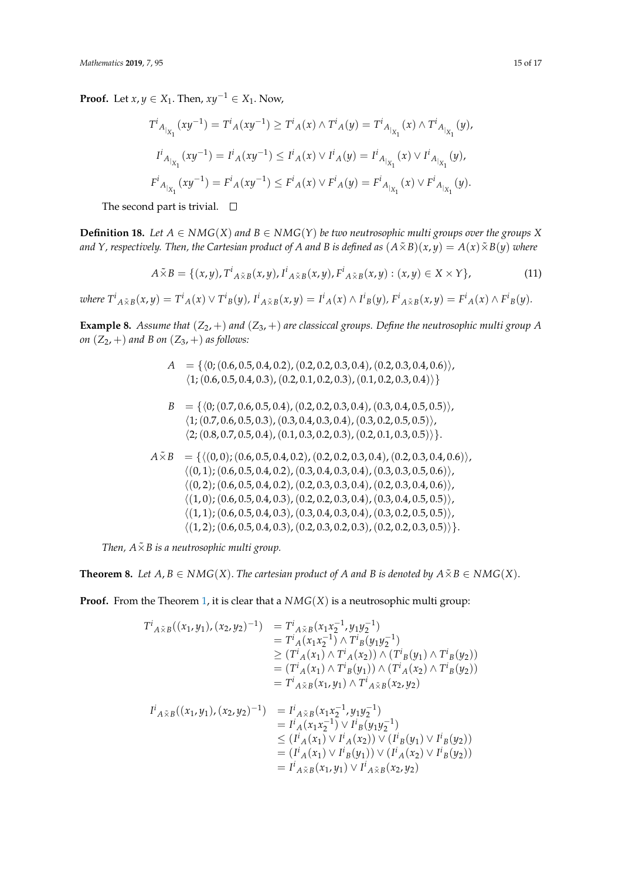**Proof.** Let $x, y \in X_1$. Then, $xy^{-1} \in X_1$. Now,

$$T^i{}_{A_{|X_1}}(xy^{-1}) = T^i{}_A(xy^{-1}) \geq T^i{}_A(x) \wedge T^i{}_A(y) = T^i{}_{A_{|X_1}}(x) \wedge T^i{}_{A_{|X_1}}(y),$$

$$I^i{}_{A_{|X_1}}(xy^{-1}) = I^i{}_A(xy^{-1}) \leq I^i{}_A(x) \vee I^i{}_A(y) = I^i{}_{A_{|X_1}}(x) \vee I^i{}_{A_{|X_1}}(y),$$

$$F^i{}_{A_{|X_1}}(xy^{-1}) = F^i{}_A(xy^{-1}) \leq F^i{}_A(x) \vee F^i{}_A(y) = F^i{}_{A_{|X_1}}(x) \vee F^i{}_{A_{|X_1}}(y).$$

The second part is trivial. □

**Definition 18.** *Let $A \in NMG(X)$ and $B \in NMG(Y)$ be two neutrosophic multi groups over the groups $X$ and $Y$, respectively. Then, the Cartesian product of $A$ and $B$ is defined as $(A \tilde{\times} B)(x, y) = A(x) \tilde{\times} B(y)$ where*

$$A \tilde{\times} B = \{(x, y), T^i{}_{A \tilde{\times} B}(x, y), I^i{}_{A \tilde{\times} B}(x, y), F^i{}_{A \tilde{\times} B}(x, y) : (x, y) \in X \times Y\}, \tag{11}$$

*where $T^i{}_{A \tilde{\times} B}(x, y) = T^i{}_A(x) \vee T^i{}_B(y)$, $I^i{}_{A \tilde{\times} B}(x, y) = I^i{}_A(x) \wedge I^i{}_B(y)$, $F^i{}_{A \tilde{\times} B}(x, y) = F^i{}_A(x) \wedge F^i{}_B(y)$.*

**Example 8.** *Assume that $(Z_2, +)$ and $(Z_3, +)$ are classiccal groups. Define the neutrosophic multi group $A$ on $(Z_2, +)$ and $B$ on $(Z_3, +)$ as follows:*

$$\begin{aligned}
A &= \{\langle 0; (0.6, 0.5, 0.4, 0.2), (0.2, 0.2, 0.3, 0.4), (0.2, 0.3, 0.4, 0.6)\rangle, \\
&\quad \langle 1; (0.6, 0.5, 0.4, 0.3), (0.2, 0.1, 0.2, 0.3), (0.1, 0.2, 0.3, 0.4)\rangle\}
\end{aligned}$$

$$\begin{aligned}
B &= \{\langle 0; (0.7, 0.6, 0.5, 0.4), (0.2, 0.2, 0.3, 0.4), (0.3, 0.4, 0.5, 0.5)\rangle, \\
&\quad \langle 1; (0.7, 0.6, 0.5, 0.3), (0.3, 0.4, 0.3, 0.4), (0.3, 0.2, 0.5, 0.5)\rangle, \\
&\quad \langle 2; (0.8, 0.7, 0.5, 0.4), (0.1, 0.3, 0.2, 0.3), (0.2, 0.1, 0.3, 0.5)\rangle\}.
\end{aligned}$$

$$\begin{aligned}
A \tilde{\times} B &= \{\langle (0, 0); (0.6, 0.5, 0.4, 0.2), (0.2, 0.2, 0.3, 0.4), (0.2, 0.3, 0.4, 0.6)\rangle, \\
&\quad \langle (0, 1); (0.6, 0.5, 0.4, 0.2), (0.3, 0.4, 0.3, 0.4), (0.3, 0.3, 0.5, 0.6)\rangle, \\
&\quad \langle (0, 2); (0.6, 0.5, 0.4, 0.2), (0.2, 0.3, 0.3, 0.4), (0.2, 0.3, 0.4, 0.6)\rangle, \\
&\quad \langle (1, 0); (0.6, 0.5, 0.4, 0.3), (0.2, 0.2, 0.3, 0.4), (0.3, 0.4, 0.5, 0.5)\rangle, \\
&\quad \langle (1, 1); (0.6, 0.5, 0.4, 0.3), (0.3, 0.4, 0.3, 0.4), (0.3, 0.2, 0.5, 0.5)\rangle, \\
&\quad \langle (1, 2); (0.6, 0.5, 0.4, 0.3), (0.2, 0.3, 0.2, 0.3), (0.2, 0.2, 0.3, 0.5)\rangle\}.
\end{aligned}$$

*Then, $A \tilde{\times} B$ is a neutrosophic multi group.*

**Theorem 8.** *$A, B \in NMG(X)$. The cartesian product of $A$ and $B$ is denoted by $A \tilde{\times} B \in NMG(X)$.*

**Proof.** From the Theorem 1, it is clear that a $NMG(X)$ is a neutrosophic multi group:

$$\begin{aligned}
T^i{}_{A \tilde{\times} B}((x_1, y_1), (x_2, y_2)^{-1}) &= T^i{}_{A \tilde{\times} B}(x_1 x_2^{-1}, y_1 y_2^{-1}) \\
&= T^i{}_A(x_1 x_2^{-1}) \wedge T^i{}_B(y_1 y_2^{-1}) \\
&\geq (T^i{}_A(x_1) \wedge T^i{}_A(x_2)) \wedge (T^i{}_B(y_1) \wedge T^i{}_B(y_2)) \\
&= (T^i{}_A(x_1) \wedge T^i{}_B(y_1)) \wedge (T^i{}_A(x_2) \wedge T^i{}_B(y_2)) \\
&= T^i{}_{A \tilde{\times} B}(x_1, y_1) \wedge T^i{}_{A \tilde{\times} B}(x_2, y_2)
\end{aligned}$$

$$\begin{aligned}
I^i{}_{A \tilde{\times} B}((x_1, y_1), (x_2, y_2)^{-1}) &= I^i{}_{A \tilde{\times} B}(x_1 x_2^{-1}, y_1 y_2^{-1}) \\
&= I^i{}_A(x_1 x_2^{-1}) \vee I^i{}_B(y_1 y_2^{-1}) \\
&\leq (I^i{}_A(x_1) \vee I^i{}_A(x_2)) \vee (I^i{}_B(y_1) \vee I^i{}_B(y_2)) \\
&= (I^i{}_A(x_1) \vee I^i{}_B(y_1)) \vee (I^i{}_A(x_2) \vee I^i{}_B(y_2)) \\
&= I^i{}_{A \tilde{\times} B}(x_1, y_1) \vee I^i{}_{A \tilde{\times} B}(x_2, y_2)
\end{aligned}$$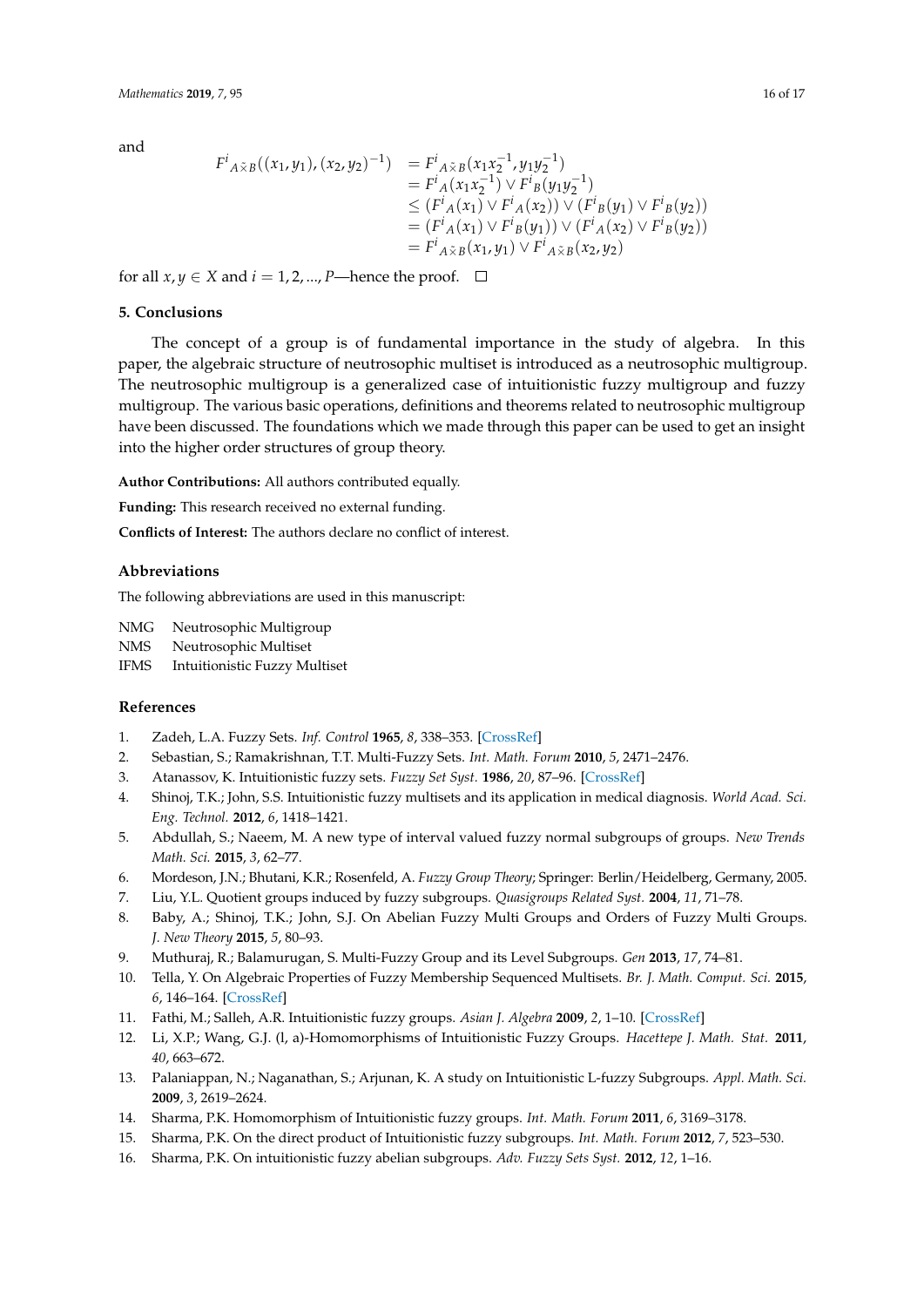and

$$
\begin{aligned}
{F^i}_{A \check{\times} B}((x_1, y_1), (x_2, y_2)^{-1}) &= {F^i}_{A \check{\times} B}(x_1 x_2^{-1}, y_1 y_2^{-1}) \\
&= {F^i}_A(x_1 x_2^{-1}) \vee {F^i}_B(y_1 y_2^{-1}) \\
&\leq ({F^i}_A(x_1) \vee {F^i}_A(x_2)) \vee ({F^i}_B(y_1) \vee {F^i}_B(y_2)) \\
&= ({F^i}_A(x_1) \vee {F^i}_B(y_1)) \vee ({F^i}_A(x_2) \vee {F^i}_B(y_2)) \\
&= {F^i}_{A \check{\times} B}(x_1, y_1) \vee {F^i}_{A \check{\times} B}(x_2, y_2)
\end{aligned}
$$

for all $x, y \in X$ and $i = 1, 2, ..., P$—hence the proof. □

## 5. Conclusions

The concept of a group is of fundamental importance in the study of algebra. In this paper, the algebraic structure of neutrosophic multiset is introduced as a neutrosophic multigroup. The neutrosophic multigroup is a generalized case of intuitionistic fuzzy multigroup and fuzzy multigroup. The various basic operations, definitions and theorems related to neutrosophic multigroup have been discussed. The foundations which we made through this paper can be used to get an insight into the higher order structures of group theory.

**Author Contributions:** All authors contributed equally.

**Funding:** This research received no external funding.

**Conflicts of Interest:** The authors declare no conflict of interest.

## Abbreviations

The following abbreviations are used in this manuscript:

| | |
|---|---|
| NMG | Neutrosophic Multigroup |
| NMS | Neutrosophic Multiset |
| IFMS | Intuitionistic Fuzzy Multiset |

## References

1. Zadeh, L.A. Fuzzy Sets. *Inf. Control* **1965**, *8*, 338–353. [CrossRef]
2. Sebastian, S.; Ramakrishnan, T.T. Multi-Fuzzy Sets. *Int. Math. Forum* **2010**, *5*, 2471–2476.
3. Atanassov, K. Intuitionistic fuzzy sets. *Fuzzy Set Syst.* **1986**, *20*, 87–96. [CrossRef]
4. Shinoj, T.K.; John, S.S. Intuitionistic fuzzy multisets and its application in medical diagnosis. *World Acad. Sci. Eng. Technol.* **2012**, *6*, 1418–1421.
5. Abdullah, S.; Naeem, M. A new type of interval valued fuzzy normal subgroups of groups. *New Trends Math. Sci.* **2015**, *3*, 62–77.
6. Mordeson, J.N.; Bhutani, K.R.; Rosenfeld, A. *Fuzzy Group Theory*; Springer: Berlin/Heidelberg, Germany, 2005.
7. Liu, Y.L. Quotient groups induced by fuzzy subgroups. *Quasigroups Related Syst.* **2004**, *11*, 71–78.
8. Baby, A.; Shinoj, T.K.; John, S.J. On Abelian Fuzzy Multi Groups and Orders of Fuzzy Multi Groups. *J. New Theory* **2015**, *5*, 80–93.
9. Muthuraj, R.; Balamurugan, S. Multi-Fuzzy Group and its Level Subgroups. *Gen* **2013**, *17*, 74–81.
10. Tella, Y. On Algebraic Properties of Fuzzy Membership Sequenced Multisets. *Br. J. Math. Comput. Sci.* **2015**, *6*, 146–164. [CrossRef]
11. Fathi, M.; Salleh, A.R. Intuitionistic fuzzy groups. *Asian J. Algebra* **2009**, *2*, 1–10. [CrossRef]
12. Li, X.P.; Wang, G.J. (l, a)-Homomorphisms of Intuitionistic Fuzzy Groups. *Hacettepe J. Math. Stat.* **2011**, *40*, 663–672.
13. Palaniappan, N.; Naganathan, S.; Arjunan, K. A study on Intuitionistic L-fuzzy Subgroups. *Appl. Math. Sci.* **2009**, *3*, 2619–2624.
14. Sharma, P.K. Homomorphism of Intuitionistic fuzzy groups. *Int. Math. Forum* **2011**, *6*, 3169–3178.
15. Sharma, P.K. On the direct product of Intuitionistic fuzzy subgroups. *Int. Math. Forum* **2012**, *7*, 523–530.
16. Sharma, P.K. On intuitionistic fuzzy abelian subgroups. *Adv. Fuzzy Sets Syst.* **2012**, *12*, 1–16.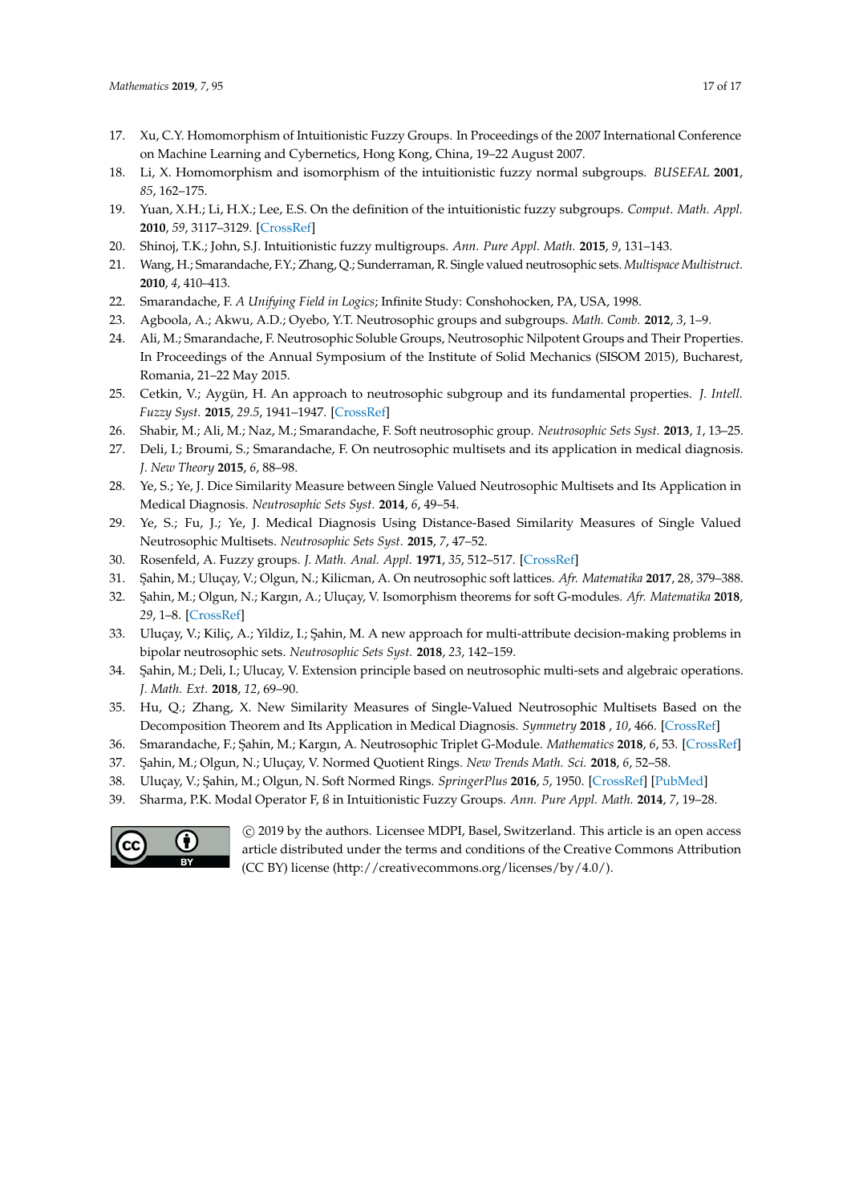17. Xu, C.Y. Homomorphism of Intuitionistic Fuzzy Groups. In Proceedings of the 2007 International Conference on Machine Learning and Cybernetics, Hong Kong, China, 19–22 August 2007.
18. Li, X. Homomorphism and isomorphism of the intuitionistic fuzzy normal subgroups. *BUSEFAL* **2001**, *85*, 162–175.
19. Yuan, X.H.; Li, H.X.; Lee, E.S. On the definition of the intuitionistic fuzzy subgroups. *Comput. Math. Appl.* **2010**, *59*, 3117–3129. [CrossRef]
20. Shinoj, T.K.; John, S.J. Intuitionistic fuzzy multigroups. *Ann. Pure Appl. Math.* **2015**, *9*, 131–143.
21. Wang, H.; Smarandache, F.Y.; Zhang, Q.; Sunderraman, R. Single valued neutrosophic sets. *Multispace Multistruct.* **2010**, *4*, 410–413.
22. Smarandache, F. *A Unifying Field in Logics*; Infinite Study: Conshohocken, PA, USA, 1998.
23. Agboola, A.; Akwu, A.D.; Oyebo, Y.T. Neutrosophic groups and subgroups. *Math. Comb.* **2012**, *3*, 1–9.
24. Ali, M.; Smarandache, F. Neutrosophic Soluble Groups, Neutrosophic Nilpotent Groups and Their Properties. In Proceedings of the Annual Symposium of the Institute of Solid Mechanics (SISOM 2015), Bucharest, Romania, 21–22 May 2015.
25. Cetkin, V.; Aygün, H. An approach to neutrosophic subgroup and its fundamental properties. *J. Intell. Fuzzy Syst.* **2015**, *29.5*, 1941–1947. [CrossRef]
26. Shabir, M.; Ali, M.; Naz, M.; Smarandache, F. Soft neutrosophic group. *Neutrosophic Sets Syst.* **2013**, *1*, 13–25.
27. Deli, I.; Broumi, S.; Smarandache, F. On neutrosophic multisets and its application in medical diagnosis. *J. New Theory* **2015**, *6*, 88–98.
28. Ye, S.; Ye, J. Dice Similarity Measure between Single Valued Neutrosophic Multisets and Its Application in Medical Diagnosis. *Neutrosophic Sets Syst.* **2014**, *6*, 49–54.
29. Ye, S.; Fu, J.; Ye, J. Medical Diagnosis Using Distance-Based Similarity Measures of Single Valued Neutrosophic Multisets. *Neutrosophic Sets Syst.* **2015**, *7*, 47–52.
30. Rosenfeld, A. Fuzzy groups. *J. Math. Anal. Appl.* **1971**, *35*, 512–517. [CrossRef]
31. Şahin, M.; Uluçay, V.; Olgun, N.; Kilicman, A. On neutrosophic soft lattices. *Afr. Matematika* **2017**, 28, 379–388.
32. Şahin, M.; Olgun, N.; Kargın, A.; Uluçay, V. Isomorphism theorems for soft G-modules. *Afr. Matematika* **2018**, *29*, 1–8. [CrossRef]
33. Uluçay, V.; Kiliç, A.; Yildiz, I.; Şahin, M. A new approach for multi-attribute decision-making problems in bipolar neutrosophic sets. *Neutrosophic Sets Syst.* **2018**, *23*, 142–159.
34. Şahin, M.; Deli, I.; Ulucay, V. Extension principle based on neutrosophic multi-sets and algebraic operations. *J. Math. Ext.* **2018**, *12*, 69–90.
35. Hu, Q.; Zhang, X. New Similarity Measures of Single-Valued Neutrosophic Multisets Based on the Decomposition Theorem and Its Application in Medical Diagnosis. *Symmetry* **2018** , *10*, 466. [CrossRef]
36. Smarandache, F.; Şahin, M.; Kargın, A. Neutrosophic Triplet G-Module. *Mathematics* **2018**, *6*, 53. [CrossRef]
37. Şahin, M.; Olgun, N.; Uluçay, V. Normed Quotient Rings. *New Trends Math. Sci.* **2018**, *6*, 52–58.
38. Uluçay, V.; Şahin, M.; Olgun, N. Soft Normed Rings. *SpringerPlus* **2016**, *5*, 1950. [CrossRef] [PubMed]
39. Sharma, P.K. Modal Operator F, ß in Intuitionistic Fuzzy Groups. *Ann. Pure Appl. Math.* **2014**, *7*, 19–28.

© 2019 by the authors. Licensee MDPI, Basel, Switzerland. This article is an open access article distributed under the terms and conditions of the Creative Commons Attribution (CC BY) license (http://creativecommons.org/licenses/by/4.0/).